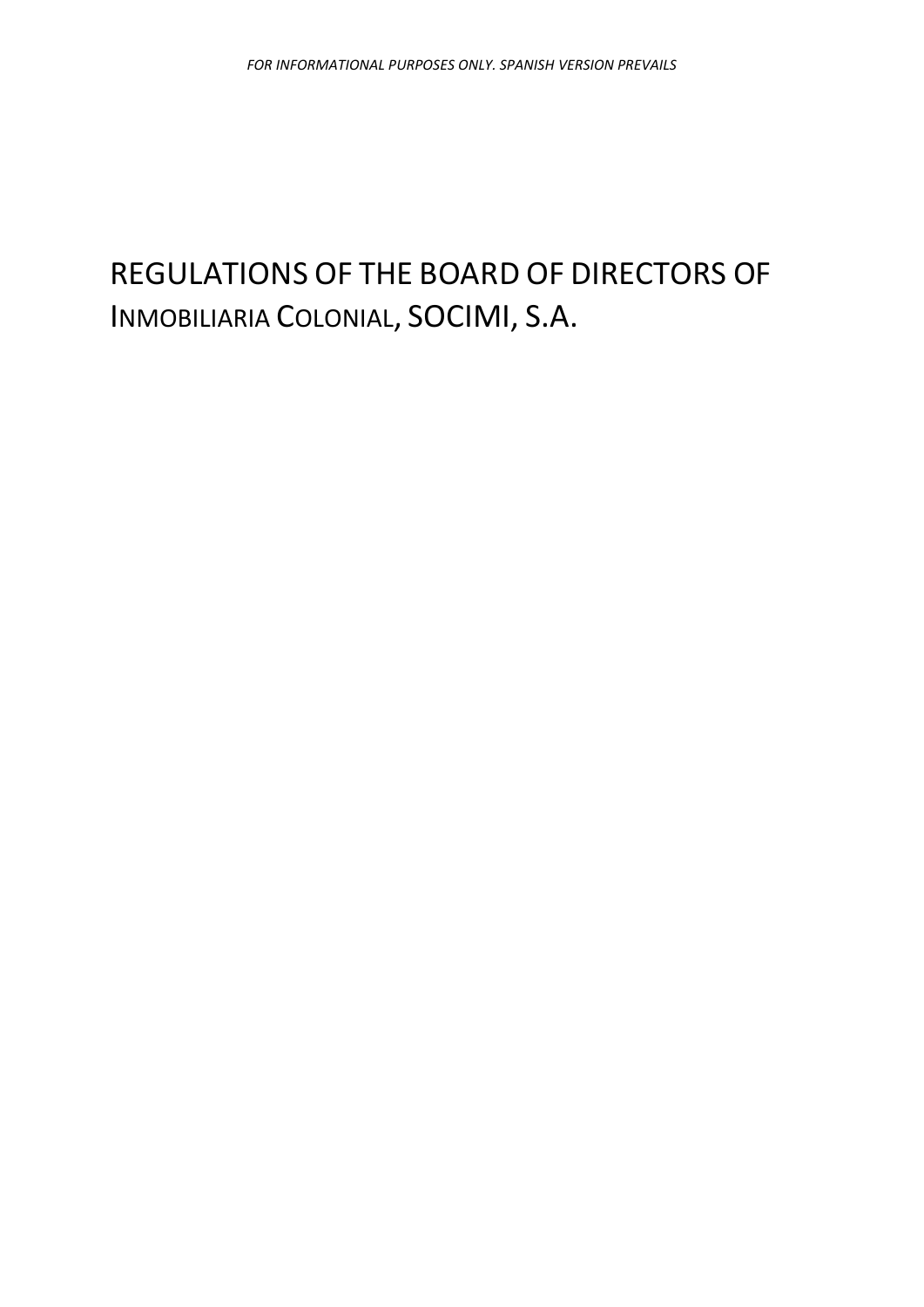# REGULATIONS OF THE BOARD OF DIRECTORS OF INMOBILIARIA COLONIAL, SOCIMI, S.A.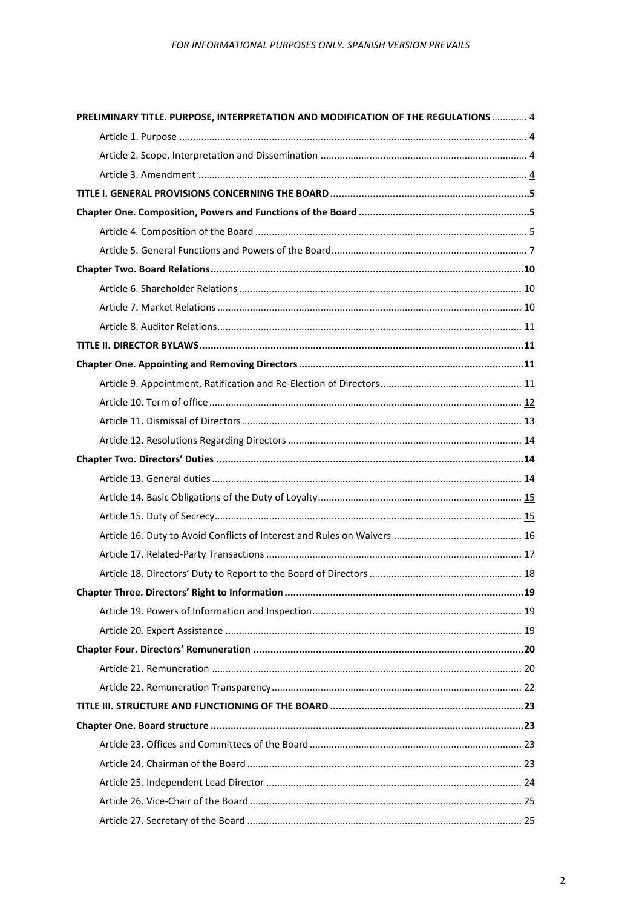PRELIMINARY TITLE. PURPOSE, INTERPRETATION AND MODIFICATION OF THE REGULATIONS ............ 4

Article 1. Purpose ............ 4

Article 2. Scope, Interpretation and Dissemination ............ 4

Article 3. Amendment ............ 4

**TITLE I. GENERAL PROVISIONS CONCERNING THE BOARD ............ 5**

**Chapter One. Composition, Powers and Functions of the Board ............ 5**

Article 4. Composition of the Board ............ 5

Article 5. General Functions and Powers of the Board ............ 7

**Chapter Two. Board Relations ............ 10**

Article 6. Shareholder Relations ............ 10

Article 7. Market Relations ............ 10

Article 8. Auditor Relations ............ 11

**TITLE II. DIRECTOR BYLAWS ............ 11**

**Chapter One. Appointing and Removing Directors ............ 11**

Article 9. Appointment, Ratification and Re-Election of Directors ............ 11

Article 10. Term of office ............ 12

Article 11. Dismissal of Directors ............ 13

Article 12. Resolutions Regarding Directors ............ 14

**Chapter Two. Directors' Duties ............ 14**

Article 13. General duties ............ 14

Article 14. Basic Obligations of the Duty of Loyalty ............ 15

Article 15. Duty of Secrecy ............ 15

Article 16. Duty to Avoid Conflicts of Interest and Rules on Waivers ............ 16

Article 17. Related-Party Transactions ............ 17

Article 18. Directors' Duty to Report to the Board of Directors ............ 18

**Chapter Three. Directors' Right to Information ............ 19**

Article 19. Powers of Information and Inspection ............ 19

Article 20. Expert Assistance ............ 19

**Chapter Four. Directors' Remuneration ............ 20**

Article 21. Remuneration ............ 20

Article 22. Remuneration Transparency ............ 22

**TITLE III. STRUCTURE AND FUNCTIONING OF THE BOARD ............ 23**

**Chapter One. Board structure ............ 23**

Article 23. Offices and Committees of the Board ............ 23

Article 24. Chairman of the Board ............ 23

Article 25. Independent Lead Director ............ 24

Article 26. Vice-Chair of the Board ............ 25

Article 27. Secretary of the Board ............ 25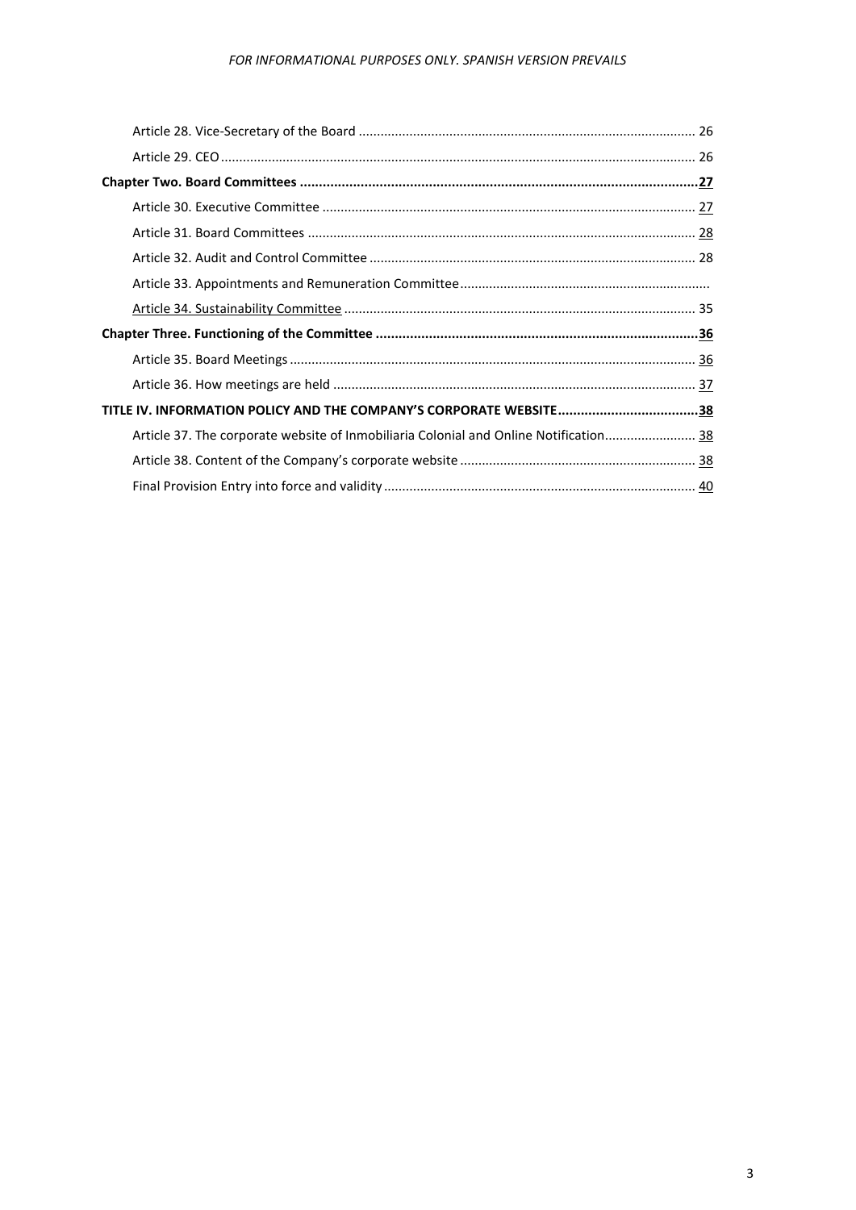Article 28. Vice-Secretary of the Board ........ 26

Article 29. CEO ........ 26

**Chapter Two. Board Committees ........ 27**

Article 30. Executive Committee ........ 27

Article 31. Board Committees ........ 28

Article 32. Audit and Control Committee ........ 28

Article 33. Appointments and Remuneration Committee ........

Article 34. Sustainability Committee ........ 35

**Chapter Three. Functioning of the Committee ........ 36**

Article 35. Board Meetings ........ 36

Article 36. How meetings are held ........ 37

**TITLE IV. INFORMATION POLICY AND THE COMPANY'S CORPORATE WEBSITE ........ 38**

Article 37. The corporate website of Inmobiliaria Colonial and Online Notification ........ 38

Article 38. Content of the Company's corporate website ........ 38

Final Provision Entry into force and validity ........ 40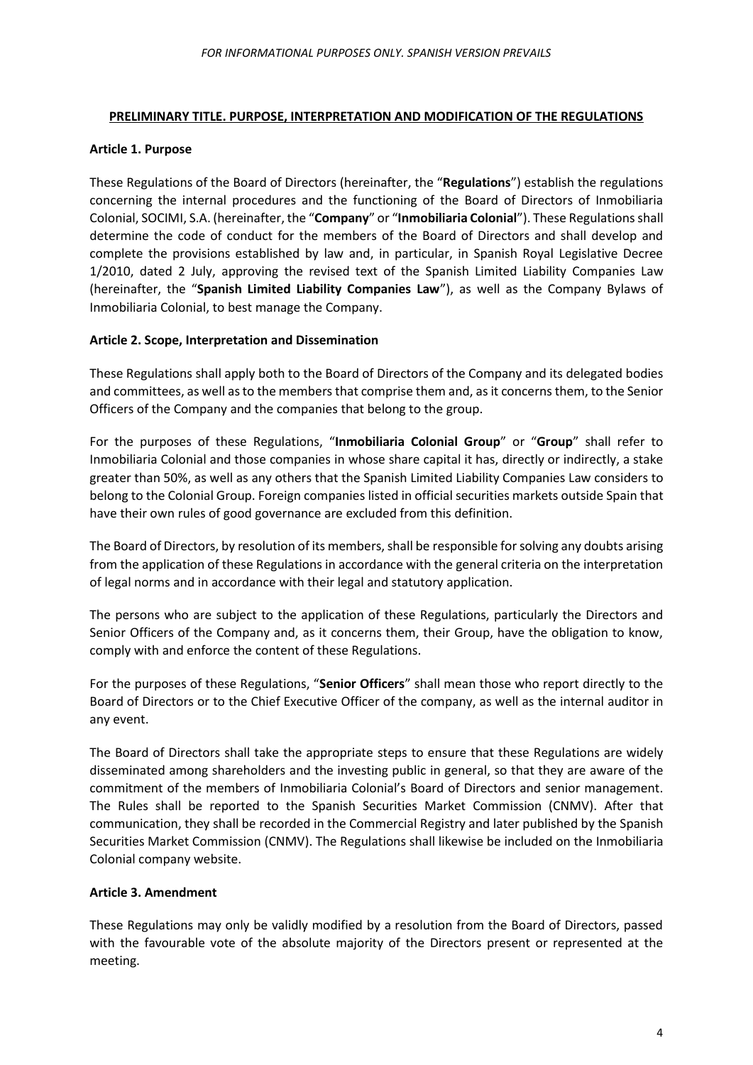## PRELIMINARY TITLE. PURPOSE, INTERPRETATION AND MODIFICATION OF THE REGULATIONS

### Article 1. Purpose

These Regulations of the Board of Directors (hereinafter, the "**Regulations**") establish the regulations concerning the internal procedures and the functioning of the Board of Directors of Inmobiliaria Colonial, SOCIMI, S.A. (hereinafter, the "**Company**" or "**Inmobiliaria Colonial**"). These Regulations shall determine the code of conduct for the members of the Board of Directors and shall develop and complete the provisions established by law and, in particular, in Spanish Royal Legislative Decree 1/2010, dated 2 July, approving the revised text of the Spanish Limited Liability Companies Law (hereinafter, the "**Spanish Limited Liability Companies Law**"), as well as the Company Bylaws of Inmobiliaria Colonial, to best manage the Company.

### Article 2. Scope, Interpretation and Dissemination

These Regulations shall apply both to the Board of Directors of the Company and its delegated bodies and committees, as well as to the members that comprise them and, as it concerns them, to the Senior Officers of the Company and the companies that belong to the group.

For the purposes of these Regulations, "**Inmobiliaria Colonial Group**" or "**Group**" shall refer to Inmobiliaria Colonial and those companies in whose share capital it has, directly or indirectly, a stake greater than 50%, as well as any others that the Spanish Limited Liability Companies Law considers to belong to the Colonial Group. Foreign companies listed in official securities markets outside Spain that have their own rules of good governance are excluded from this definition.

The Board of Directors, by resolution of its members, shall be responsible for solving any doubts arising from the application of these Regulations in accordance with the general criteria on the interpretation of legal norms and in accordance with their legal and statutory application.

The persons who are subject to the application of these Regulations, particularly the Directors and Senior Officers of the Company and, as it concerns them, their Group, have the obligation to know, comply with and enforce the content of these Regulations.

For the purposes of these Regulations, "**Senior Officers**" shall mean those who report directly to the Board of Directors or to the Chief Executive Officer of the company, as well as the internal auditor in any event.

The Board of Directors shall take the appropriate steps to ensure that these Regulations are widely disseminated among shareholders and the investing public in general, so that they are aware of the commitment of the members of Inmobiliaria Colonial's Board of Directors and senior management. The Rules shall be reported to the Spanish Securities Market Commission (CNMV). After that communication, they shall be recorded in the Commercial Registry and later published by the Spanish Securities Market Commission (CNMV). The Regulations shall likewise be included on the Inmobiliaria Colonial company website.

### Article 3. Amendment

These Regulations may only be validly modified by a resolution from the Board of Directors, passed with the favourable vote of the absolute majority of the Directors present or represented at the meeting.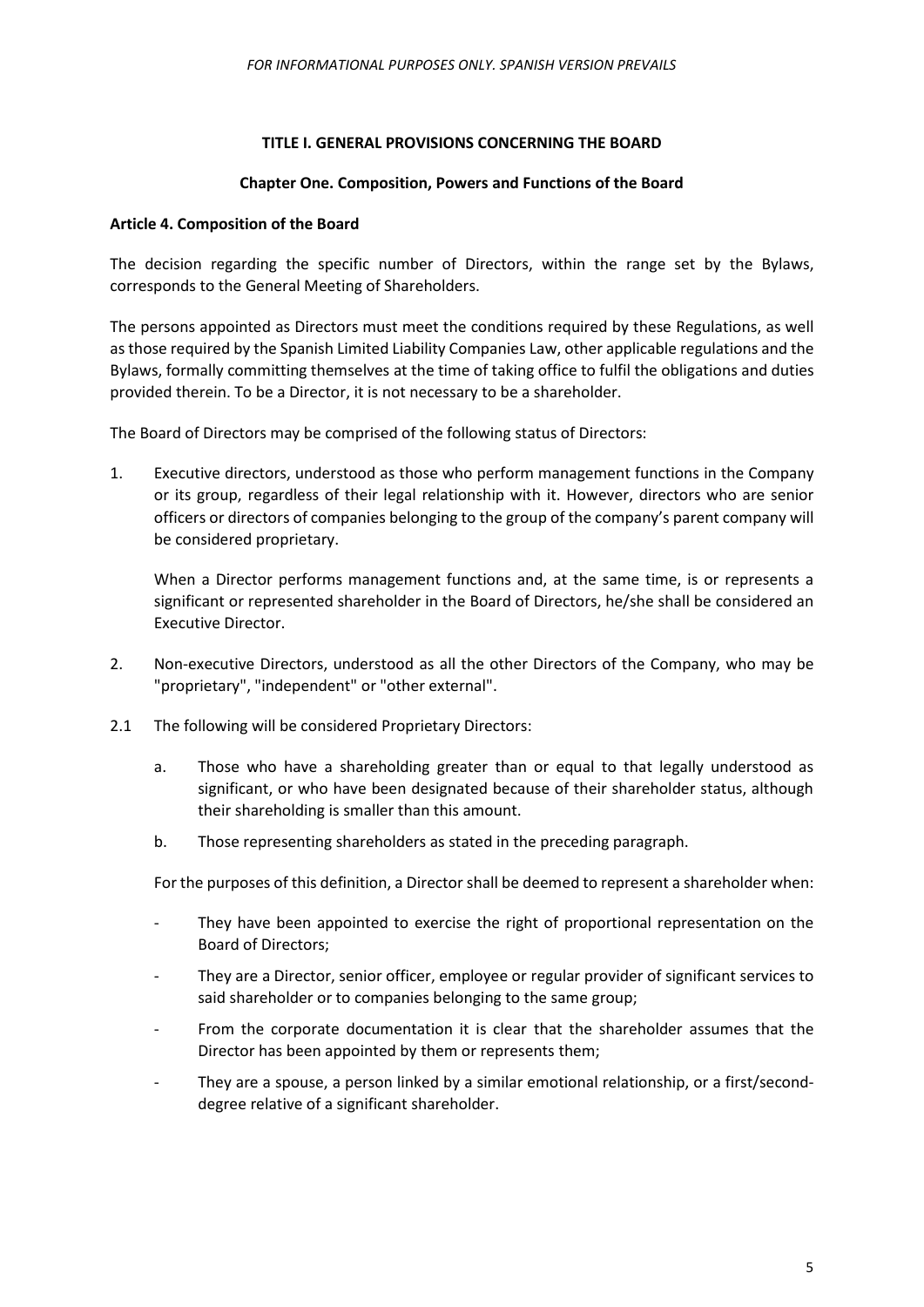*FOR INFORMATIONAL PURPOSES ONLY. SPANISH VERSION PREVAILS*

## TITLE I. GENERAL PROVISIONS CONCERNING THE BOARD

### Chapter One. Composition, Powers and Functions of the Board

#### Article 4. Composition of the Board

The decision regarding the specific number of Directors, within the range set by the Bylaws, corresponds to the General Meeting of Shareholders.

The persons appointed as Directors must meet the conditions required by these Regulations, as well as those required by the Spanish Limited Liability Companies Law, other applicable regulations and the Bylaws, formally committing themselves at the time of taking office to fulfil the obligations and duties provided therein. To be a Director, it is not necessary to be a shareholder.

The Board of Directors may be comprised of the following status of Directors:

1. Executive directors, understood as those who perform management functions in the Company or its group, regardless of their legal relationship with it. However, directors who are senior officers or directors of companies belonging to the group of the company's parent company will be considered proprietary.

   When a Director performs management functions and, at the same time, is or represents a significant or represented shareholder in the Board of Directors, he/she shall be considered an Executive Director.

2. Non-executive Directors, understood as all the other Directors of the Company, who may be "proprietary", "independent" or "other external".

2.1 The following will be considered Proprietary Directors:

   a. Those who have a shareholding greater than or equal to that legally understood as significant, or who have been designated because of their shareholder status, although their shareholding is smaller than this amount.

   b. Those representing shareholders as stated in the preceding paragraph.

   For the purposes of this definition, a Director shall be deemed to represent a shareholder when:

   - They have been appointed to exercise the right of proportional representation on the Board of Directors;
   - They are a Director, senior officer, employee or regular provider of significant services to said shareholder or to companies belonging to the same group;
   - From the corporate documentation it is clear that the shareholder assumes that the Director has been appointed by them or represents them;
   - They are a spouse, a person linked by a similar emotional relationship, or a first/second-degree relative of a significant shareholder.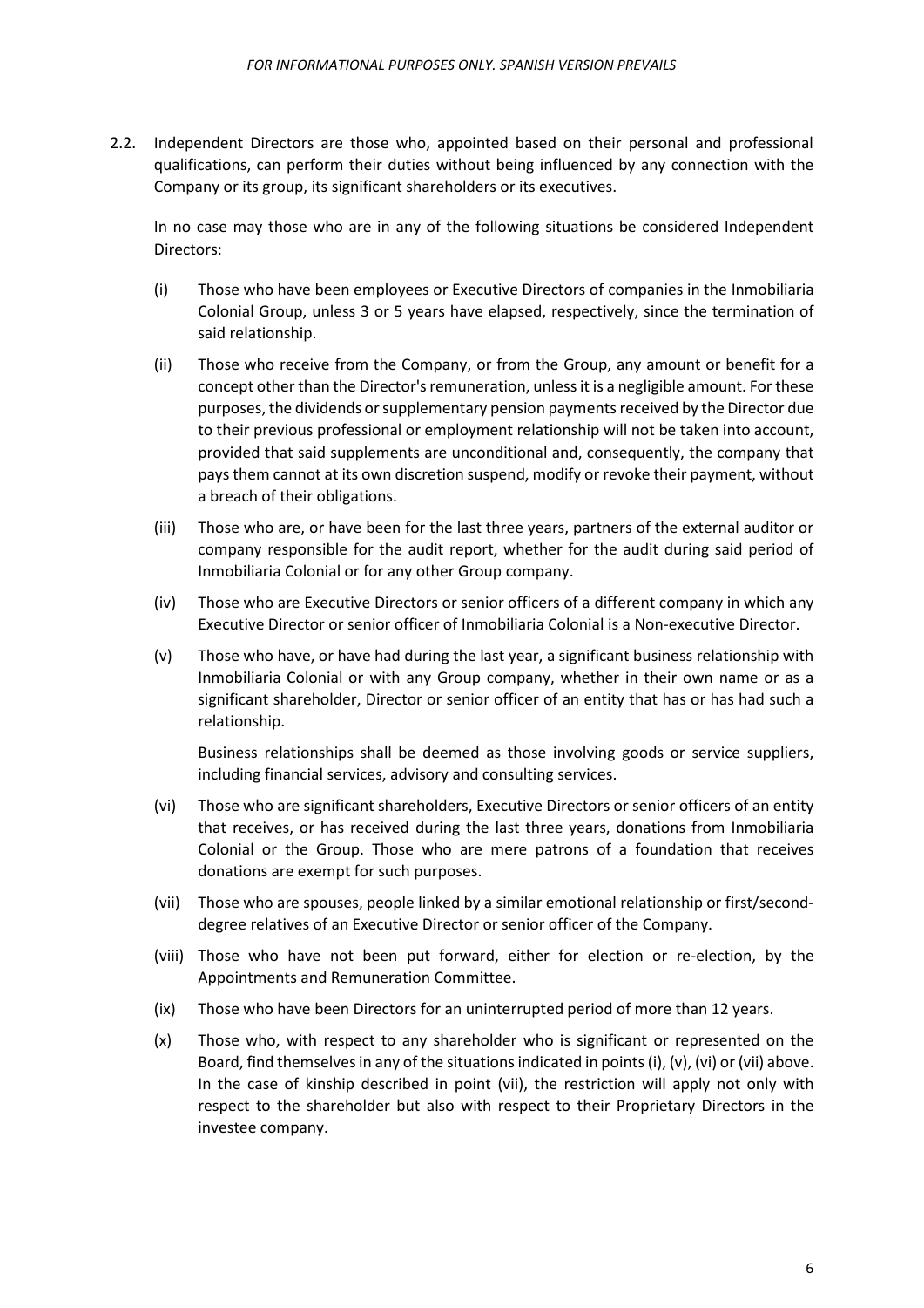2.2. Independent Directors are those who, appointed based on their personal and professional qualifications, can perform their duties without being influenced by any connection with the Company or its group, its significant shareholders or its executives.

In no case may those who are in any of the following situations be considered Independent Directors:

(i) Those who have been employees or Executive Directors of companies in the Inmobiliaria Colonial Group, unless 3 or 5 years have elapsed, respectively, since the termination of said relationship.

(ii) Those who receive from the Company, or from the Group, any amount or benefit for a concept other than the Director's remuneration, unless it is a negligible amount. For these purposes, the dividends or supplementary pension payments received by the Director due to their previous professional or employment relationship will not be taken into account, provided that said supplements are unconditional and, consequently, the company that pays them cannot at its own discretion suspend, modify or revoke their payment, without a breach of their obligations.

(iii) Those who are, or have been for the last three years, partners of the external auditor or company responsible for the audit report, whether for the audit during said period of Inmobiliaria Colonial or for any other Group company.

(iv) Those who are Executive Directors or senior officers of a different company in which any Executive Director or senior officer of Inmobiliaria Colonial is a Non-executive Director.

(v) Those who have, or have had during the last year, a significant business relationship with Inmobiliaria Colonial or with any Group company, whether in their own name or as a significant shareholder, Director or senior officer of an entity that has or has had such a relationship.

Business relationships shall be deemed as those involving goods or service suppliers, including financial services, advisory and consulting services.

(vi) Those who are significant shareholders, Executive Directors or senior officers of an entity that receives, or has received during the last three years, donations from Inmobiliaria Colonial or the Group. Those who are mere patrons of a foundation that receives donations are exempt for such purposes.

(vii) Those who are spouses, people linked by a similar emotional relationship or first/second-degree relatives of an Executive Director or senior officer of the Company.

(viii) Those who have not been put forward, either for election or re-election, by the Appointments and Remuneration Committee.

(ix) Those who have been Directors for an uninterrupted period of more than 12 years.

(x) Those who, with respect to any shareholder who is significant or represented on the Board, find themselves in any of the situations indicated in points (i), (v), (vi) or (vii) above. In the case of kinship described in point (vii), the restriction will apply not only with respect to the shareholder but also with respect to their Proprietary Directors in the investee company.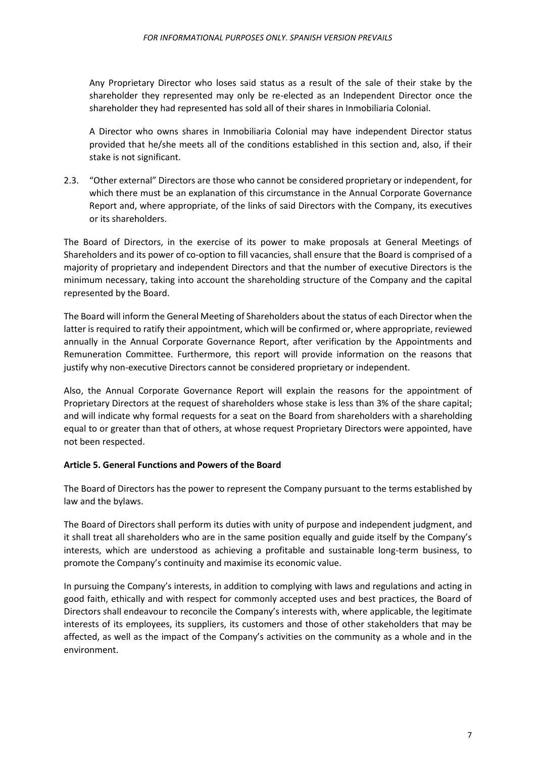Any Proprietary Director who loses said status as a result of the sale of their stake by the shareholder they represented may only be re-elected as an Independent Director once the shareholder they had represented has sold all of their shares in Inmobiliaria Colonial.

A Director who owns shares in Inmobiliaria Colonial may have independent Director status provided that he/she meets all of the conditions established in this section and, also, if their stake is not significant.

2.3. "Other external" Directors are those who cannot be considered proprietary or independent, for which there must be an explanation of this circumstance in the Annual Corporate Governance Report and, where appropriate, of the links of said Directors with the Company, its executives or its shareholders.

The Board of Directors, in the exercise of its power to make proposals at General Meetings of Shareholders and its power of co-option to fill vacancies, shall ensure that the Board is comprised of a majority of proprietary and independent Directors and that the number of executive Directors is the minimum necessary, taking into account the shareholding structure of the Company and the capital represented by the Board.

The Board will inform the General Meeting of Shareholders about the status of each Director when the latter is required to ratify their appointment, which will be confirmed or, where appropriate, reviewed annually in the Annual Corporate Governance Report, after verification by the Appointments and Remuneration Committee. Furthermore, this report will provide information on the reasons that justify why non-executive Directors cannot be considered proprietary or independent.

Also, the Annual Corporate Governance Report will explain the reasons for the appointment of Proprietary Directors at the request of shareholders whose stake is less than 3% of the share capital; and will indicate why formal requests for a seat on the Board from shareholders with a shareholding equal to or greater than that of others, at whose request Proprietary Directors were appointed, have not been respected.

**Article 5. General Functions and Powers of the Board**

The Board of Directors has the power to represent the Company pursuant to the terms established by law and the bylaws.

The Board of Directors shall perform its duties with unity of purpose and independent judgment, and it shall treat all shareholders who are in the same position equally and guide itself by the Company's interests, which are understood as achieving a profitable and sustainable long-term business, to promote the Company's continuity and maximise its economic value.

In pursuing the Company's interests, in addition to complying with laws and regulations and acting in good faith, ethically and with respect for commonly accepted uses and best practices, the Board of Directors shall endeavour to reconcile the Company's interests with, where applicable, the legitimate interests of its employees, its suppliers, its customers and those of other stakeholders that may be affected, as well as the impact of the Company's activities on the community as a whole and in the environment.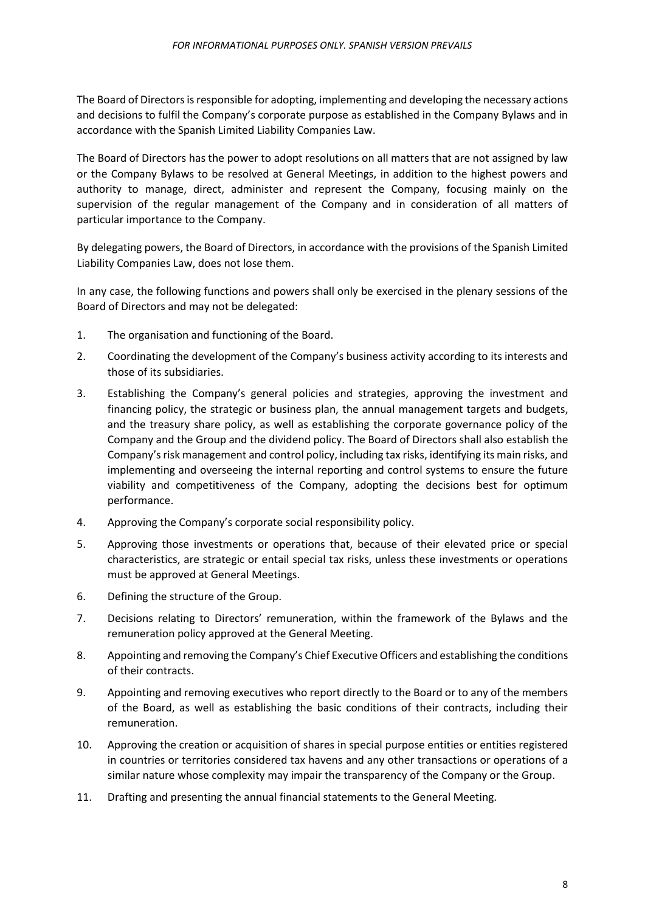The Board of Directors is responsible for adopting, implementing and developing the necessary actions and decisions to fulfil the Company's corporate purpose as established in the Company Bylaws and in accordance with the Spanish Limited Liability Companies Law.

The Board of Directors has the power to adopt resolutions on all matters that are not assigned by law or the Company Bylaws to be resolved at General Meetings, in addition to the highest powers and authority to manage, direct, administer and represent the Company, focusing mainly on the supervision of the regular management of the Company and in consideration of all matters of particular importance to the Company.

By delegating powers, the Board of Directors, in accordance with the provisions of the Spanish Limited Liability Companies Law, does not lose them.

In any case, the following functions and powers shall only be exercised in the plenary sessions of the Board of Directors and may not be delegated:

1. The organisation and functioning of the Board.
2. Coordinating the development of the Company's business activity according to its interests and those of its subsidiaries.
3. Establishing the Company's general policies and strategies, approving the investment and financing policy, the strategic or business plan, the annual management targets and budgets, and the treasury share policy, as well as establishing the corporate governance policy of the Company and the Group and the dividend policy. The Board of Directors shall also establish the Company's risk management and control policy, including tax risks, identifying its main risks, and implementing and overseeing the internal reporting and control systems to ensure the future viability and competitiveness of the Company, adopting the decisions best for optimum performance.
4. Approving the Company's corporate social responsibility policy.
5. Approving those investments or operations that, because of their elevated price or special characteristics, are strategic or entail special tax risks, unless these investments or operations must be approved at General Meetings.
6. Defining the structure of the Group.
7. Decisions relating to Directors' remuneration, within the framework of the Bylaws and the remuneration policy approved at the General Meeting.
8. Appointing and removing the Company's Chief Executive Officers and establishing the conditions of their contracts.
9. Appointing and removing executives who report directly to the Board or to any of the members of the Board, as well as establishing the basic conditions of their contracts, including their remuneration.
10. Approving the creation or acquisition of shares in special purpose entities or entities registered in countries or territories considered tax havens and any other transactions or operations of a similar nature whose complexity may impair the transparency of the Company or the Group.
11. Drafting and presenting the annual financial statements to the General Meeting.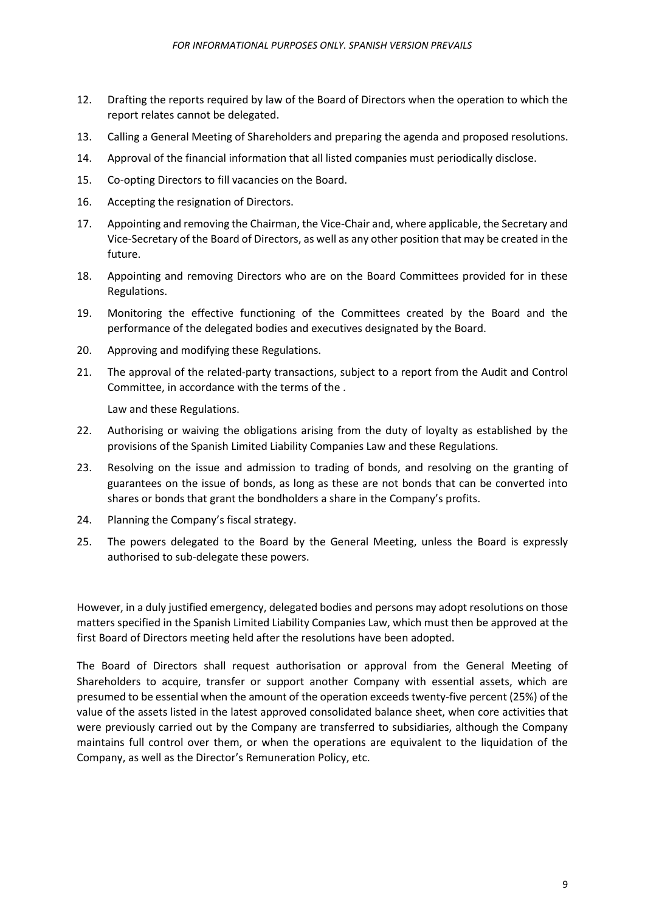12. Drafting the reports required by law of the Board of Directors when the operation to which the report relates cannot be delegated.
13. Calling a General Meeting of Shareholders and preparing the agenda and proposed resolutions.
14. Approval of the financial information that all listed companies must periodically disclose.
15. Co-opting Directors to fill vacancies on the Board.
16. Accepting the resignation of Directors.
17. Appointing and removing the Chairman, the Vice-Chair and, where applicable, the Secretary and Vice-Secretary of the Board of Directors, as well as any other position that may be created in the future.
18. Appointing and removing Directors who are on the Board Committees provided for in these Regulations.
19. Monitoring the effective functioning of the Committees created by the Board and the performance of the delegated bodies and executives designated by the Board.
20. Approving and modifying these Regulations.
21. The approval of the related-party transactions, subject to a report from the Audit and Control Committee, in accordance with the terms of the .

    Law and these Regulations.
22. Authorising or waiving the obligations arising from the duty of loyalty as established by the provisions of the Spanish Limited Liability Companies Law and these Regulations.
23. Resolving on the issue and admission to trading of bonds, and resolving on the granting of guarantees on the issue of bonds, as long as these are not bonds that can be converted into shares or bonds that grant the bondholders a share in the Company's profits.
24. Planning the Company's fiscal strategy.
25. The powers delegated to the Board by the General Meeting, unless the Board is expressly authorised to sub-delegate these powers.

However, in a duly justified emergency, delegated bodies and persons may adopt resolutions on those matters specified in the Spanish Limited Liability Companies Law, which must then be approved at the first Board of Directors meeting held after the resolutions have been adopted.

The Board of Directors shall request authorisation or approval from the General Meeting of Shareholders to acquire, transfer or support another Company with essential assets, which are presumed to be essential when the amount of the operation exceeds twenty-five percent (25%) of the value of the assets listed in the latest approved consolidated balance sheet, when core activities that were previously carried out by the Company are transferred to subsidiaries, although the Company maintains full control over them, or when the operations are equivalent to the liquidation of the Company, as well as the Director's Remuneration Policy, etc.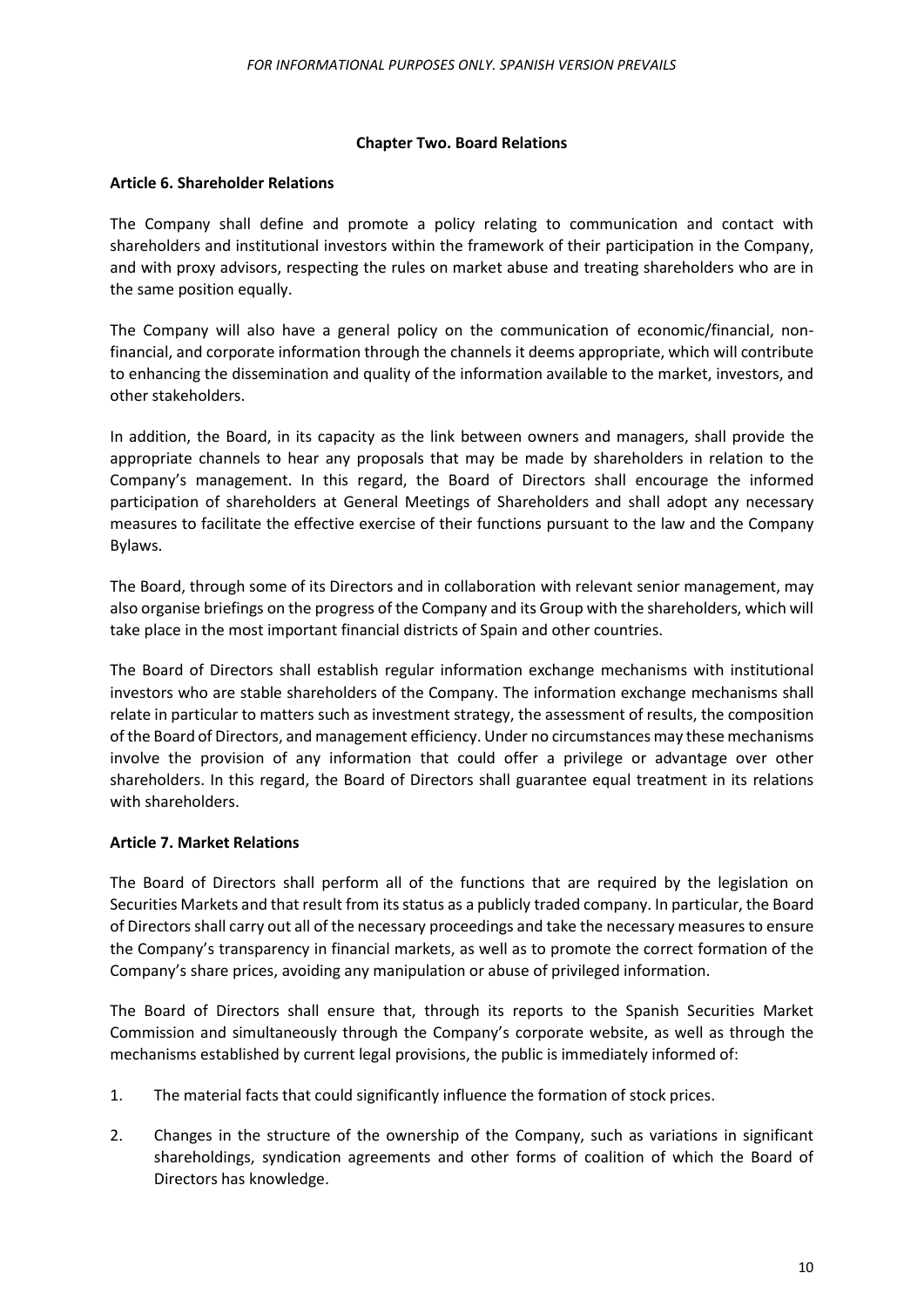## Chapter Two. Board Relations

### Article 6. Shareholder Relations

The Company shall define and promote a policy relating to communication and contact with shareholders and institutional investors within the framework of their participation in the Company, and with proxy advisors, respecting the rules on market abuse and treating shareholders who are in the same position equally.

The Company will also have a general policy on the communication of economic/financial, non-financial, and corporate information through the channels it deems appropriate, which will contribute to enhancing the dissemination and quality of the information available to the market, investors, and other stakeholders.

In addition, the Board, in its capacity as the link between owners and managers, shall provide the appropriate channels to hear any proposals that may be made by shareholders in relation to the Company's management. In this regard, the Board of Directors shall encourage the informed participation of shareholders at General Meetings of Shareholders and shall adopt any necessary measures to facilitate the effective exercise of their functions pursuant to the law and the Company Bylaws.

The Board, through some of its Directors and in collaboration with relevant senior management, may also organise briefings on the progress of the Company and its Group with the shareholders, which will take place in the most important financial districts of Spain and other countries.

The Board of Directors shall establish regular information exchange mechanisms with institutional investors who are stable shareholders of the Company. The information exchange mechanisms shall relate in particular to matters such as investment strategy, the assessment of results, the composition of the Board of Directors, and management efficiency. Under no circumstances may these mechanisms involve the provision of any information that could offer a privilege or advantage over other shareholders. In this regard, the Board of Directors shall guarantee equal treatment in its relations with shareholders.

### Article 7. Market Relations

The Board of Directors shall perform all of the functions that are required by the legislation on Securities Markets and that result from its status as a publicly traded company. In particular, the Board of Directors shall carry out all of the necessary proceedings and take the necessary measures to ensure the Company's transparency in financial markets, as well as to promote the correct formation of the Company's share prices, avoiding any manipulation or abuse of privileged information.

The Board of Directors shall ensure that, through its reports to the Spanish Securities Market Commission and simultaneously through the Company's corporate website, as well as through the mechanisms established by current legal provisions, the public is immediately informed of:

1. The material facts that could significantly influence the formation of stock prices.
2. Changes in the structure of the ownership of the Company, such as variations in significant shareholdings, syndication agreements and other forms of coalition of which the Board of Directors has knowledge.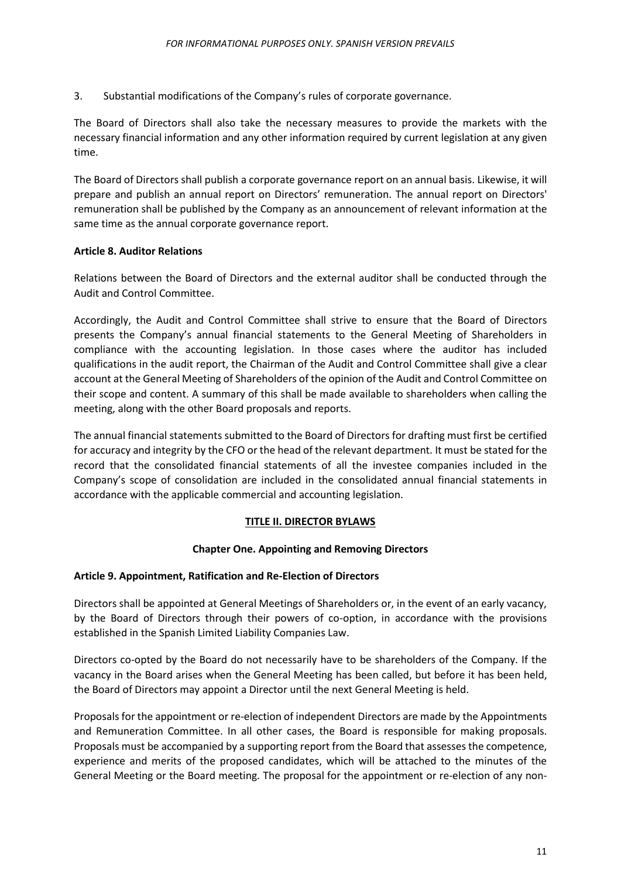3. Substantial modifications of the Company's rules of corporate governance.

The Board of Directors shall also take the necessary measures to provide the markets with the necessary financial information and any other information required by current legislation at any given time.

The Board of Directors shall publish a corporate governance report on an annual basis. Likewise, it will prepare and publish an annual report on Directors' remuneration. The annual report on Directors' remuneration shall be published by the Company as an announcement of relevant information at the same time as the annual corporate governance report.

**Article 8. Auditor Relations**

Relations between the Board of Directors and the external auditor shall be conducted through the Audit and Control Committee.

Accordingly, the Audit and Control Committee shall strive to ensure that the Board of Directors presents the Company's annual financial statements to the General Meeting of Shareholders in compliance with the accounting legislation. In those cases where the auditor has included qualifications in the audit report, the Chairman of the Audit and Control Committee shall give a clear account at the General Meeting of Shareholders of the opinion of the Audit and Control Committee on their scope and content. A summary of this shall be made available to shareholders when calling the meeting, along with the other Board proposals and reports.

The annual financial statements submitted to the Board of Directors for drafting must first be certified for accuracy and integrity by the CFO or the head of the relevant department. It must be stated for the record that the consolidated financial statements of all the investee companies included in the Company's scope of consolidation are included in the consolidated annual financial statements in accordance with the applicable commercial and accounting legislation.

## TITLE II. DIRECTOR BYLAWS

### Chapter One. Appointing and Removing Directors

**Article 9. Appointment, Ratification and Re-Election of Directors**

Directors shall be appointed at General Meetings of Shareholders or, in the event of an early vacancy, by the Board of Directors through their powers of co-option, in accordance with the provisions established in the Spanish Limited Liability Companies Law.

Directors co-opted by the Board do not necessarily have to be shareholders of the Company. If the vacancy in the Board arises when the General Meeting has been called, but before it has been held, the Board of Directors may appoint a Director until the next General Meeting is held.

Proposals for the appointment or re-election of independent Directors are made by the Appointments and Remuneration Committee. In all other cases, the Board is responsible for making proposals. Proposals must be accompanied by a supporting report from the Board that assesses the competence, experience and merits of the proposed candidates, which will be attached to the minutes of the General Meeting or the Board meeting. The proposal for the appointment or re-election of any non-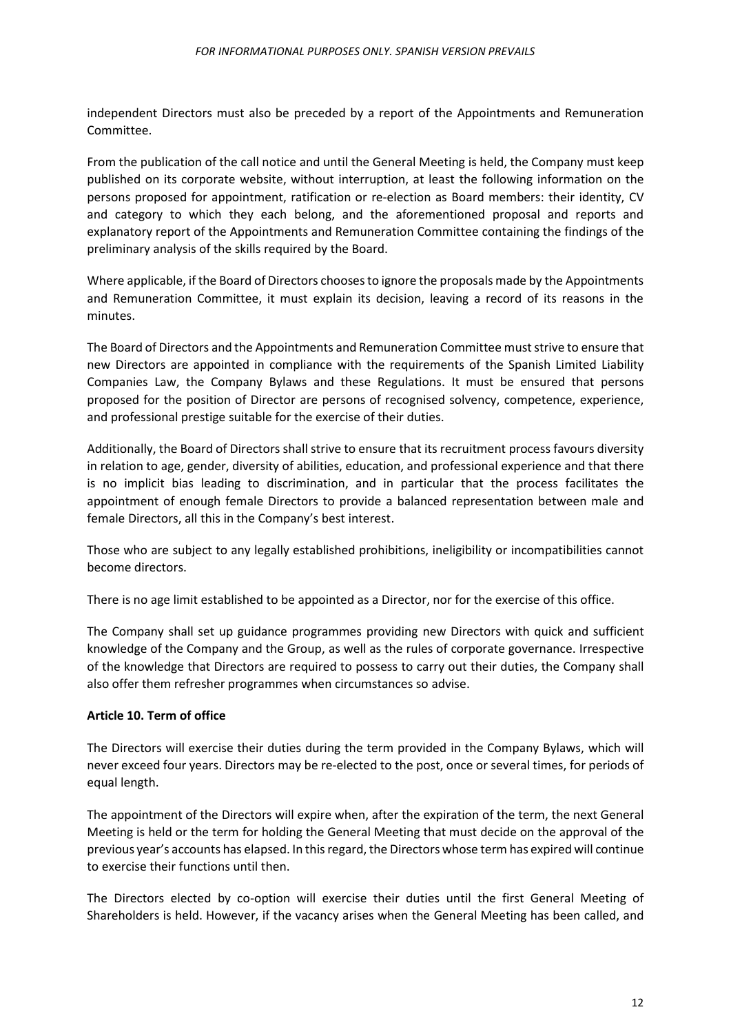independent Directors must also be preceded by a report of the Appointments and Remuneration Committee.

From the publication of the call notice and until the General Meeting is held, the Company must keep published on its corporate website, without interruption, at least the following information on the persons proposed for appointment, ratification or re-election as Board members: their identity, CV and category to which they each belong, and the aforementioned proposal and reports and explanatory report of the Appointments and Remuneration Committee containing the findings of the preliminary analysis of the skills required by the Board.

Where applicable, if the Board of Directors chooses to ignore the proposals made by the Appointments and Remuneration Committee, it must explain its decision, leaving a record of its reasons in the minutes.

The Board of Directors and the Appointments and Remuneration Committee must strive to ensure that new Directors are appointed in compliance with the requirements of the Spanish Limited Liability Companies Law, the Company Bylaws and these Regulations. It must be ensured that persons proposed for the position of Director are persons of recognised solvency, competence, experience, and professional prestige suitable for the exercise of their duties.

Additionally, the Board of Directors shall strive to ensure that its recruitment process favours diversity in relation to age, gender, diversity of abilities, education, and professional experience and that there is no implicit bias leading to discrimination, and in particular that the process facilitates the appointment of enough female Directors to provide a balanced representation between male and female Directors, all this in the Company's best interest.

Those who are subject to any legally established prohibitions, ineligibility or incompatibilities cannot become directors.

There is no age limit established to be appointed as a Director, nor for the exercise of this office.

The Company shall set up guidance programmes providing new Directors with quick and sufficient knowledge of the Company and the Group, as well as the rules of corporate governance. Irrespective of the knowledge that Directors are required to possess to carry out their duties, the Company shall also offer them refresher programmes when circumstances so advise.

**Article 10. Term of office**

The Directors will exercise their duties during the term provided in the Company Bylaws, which will never exceed four years. Directors may be re-elected to the post, once or several times, for periods of equal length.

The appointment of the Directors will expire when, after the expiration of the term, the next General Meeting is held or the term for holding the General Meeting that must decide on the approval of the previous year's accounts has elapsed. In this regard, the Directors whose term has expired will continue to exercise their functions until then.

The Directors elected by co-option will exercise their duties until the first General Meeting of Shareholders is held. However, if the vacancy arises when the General Meeting has been called, and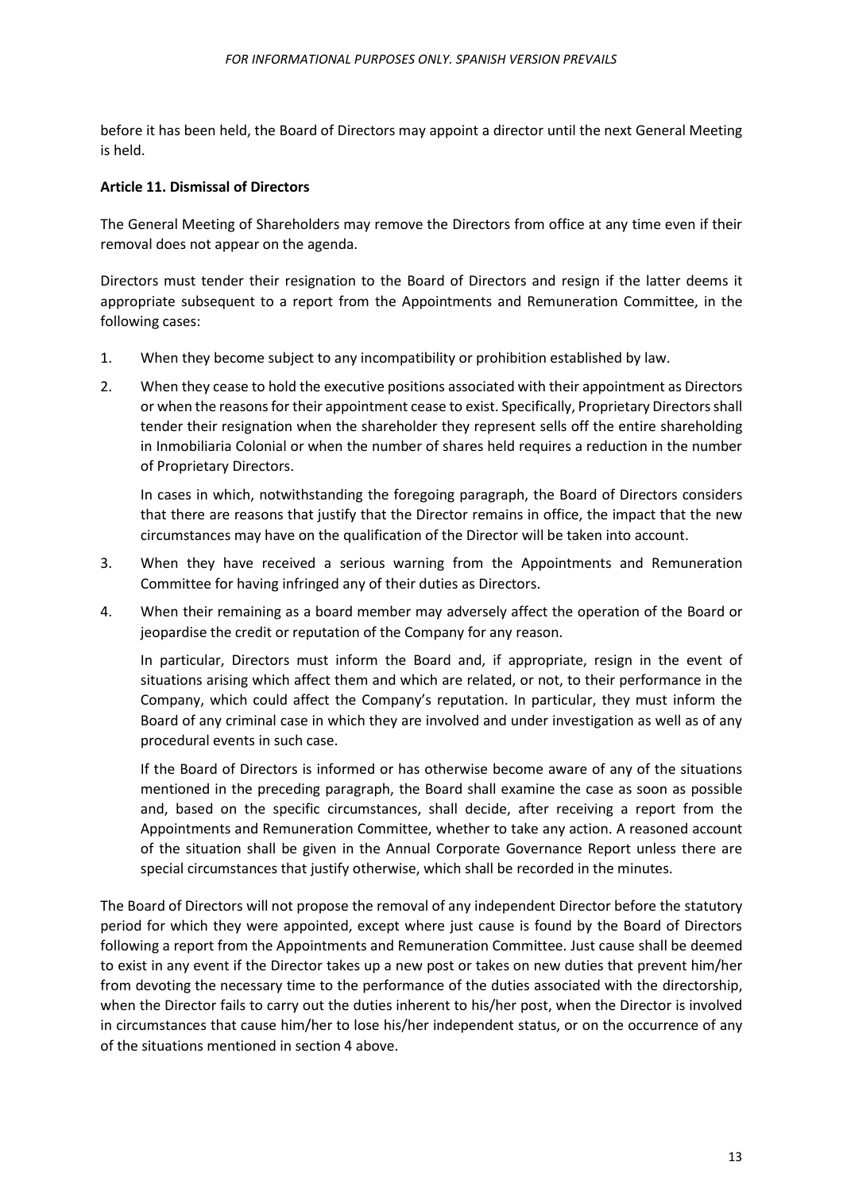before it has been held, the Board of Directors may appoint a director until the next General Meeting is held.

**Article 11. Dismissal of Directors**

The General Meeting of Shareholders may remove the Directors from office at any time even if their removal does not appear on the agenda.

Directors must tender their resignation to the Board of Directors and resign if the latter deems it appropriate subsequent to a report from the Appointments and Remuneration Committee, in the following cases:

1. When they become subject to any incompatibility or prohibition established by law.

2. When they cease to hold the executive positions associated with their appointment as Directors or when the reasons for their appointment cease to exist. Specifically, Proprietary Directors shall tender their resignation when the shareholder they represent sells off the entire shareholding in Inmobiliaria Colonial or when the number of shares held requires a reduction in the number of Proprietary Directors.

   In cases in which, notwithstanding the foregoing paragraph, the Board of Directors considers that there are reasons that justify that the Director remains in office, the impact that the new circumstances may have on the qualification of the Director will be taken into account.

3. When they have received a serious warning from the Appointments and Remuneration Committee for having infringed any of their duties as Directors.

4. When their remaining as a board member may adversely affect the operation of the Board or jeopardise the credit or reputation of the Company for any reason.

   In particular, Directors must inform the Board and, if appropriate, resign in the event of situations arising which affect them and which are related, or not, to their performance in the Company, which could affect the Company's reputation. In particular, they must inform the Board of any criminal case in which they are involved and under investigation as well as of any procedural events in such case.

   If the Board of Directors is informed or has otherwise become aware of any of the situations mentioned in the preceding paragraph, the Board shall examine the case as soon as possible and, based on the specific circumstances, shall decide, after receiving a report from the Appointments and Remuneration Committee, whether to take any action. A reasoned account of the situation shall be given in the Annual Corporate Governance Report unless there are special circumstances that justify otherwise, which shall be recorded in the minutes.

The Board of Directors will not propose the removal of any independent Director before the statutory period for which they were appointed, except where just cause is found by the Board of Directors following a report from the Appointments and Remuneration Committee. Just cause shall be deemed to exist in any event if the Director takes up a new post or takes on new duties that prevent him/her from devoting the necessary time to the performance of the duties associated with the directorship, when the Director fails to carry out the duties inherent to his/her post, when the Director is involved in circumstances that cause him/her to lose his/her independent status, or on the occurrence of any of the situations mentioned in section 4 above.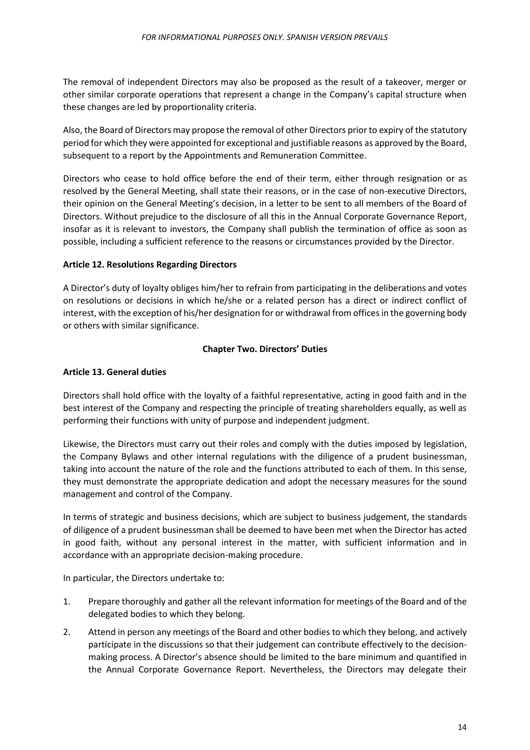The removal of independent Directors may also be proposed as the result of a takeover, merger or other similar corporate operations that represent a change in the Company's capital structure when these changes are led by proportionality criteria.

Also, the Board of Directors may propose the removal of other Directors prior to expiry of the statutory period for which they were appointed for exceptional and justifiable reasons as approved by the Board, subsequent to a report by the Appointments and Remuneration Committee.

Directors who cease to hold office before the end of their term, either through resignation or as resolved by the General Meeting, shall state their reasons, or in the case of non-executive Directors, their opinion on the General Meeting's decision, in a letter to be sent to all members of the Board of Directors. Without prejudice to the disclosure of all this in the Annual Corporate Governance Report, insofar as it is relevant to investors, the Company shall publish the termination of office as soon as possible, including a sufficient reference to the reasons or circumstances provided by the Director.

**Article 12. Resolutions Regarding Directors**

A Director's duty of loyalty obliges him/her to refrain from participating in the deliberations and votes on resolutions or decisions in which he/she or a related person has a direct or indirect conflict of interest, with the exception of his/her designation for or withdrawal from offices in the governing body or others with similar significance.

**Chapter Two. Directors' Duties**

**Article 13. General duties**

Directors shall hold office with the loyalty of a faithful representative, acting in good faith and in the best interest of the Company and respecting the principle of treating shareholders equally, as well as performing their functions with unity of purpose and independent judgment.

Likewise, the Directors must carry out their roles and comply with the duties imposed by legislation, the Company Bylaws and other internal regulations with the diligence of a prudent businessman, taking into account the nature of the role and the functions attributed to each of them. In this sense, they must demonstrate the appropriate dedication and adopt the necessary measures for the sound management and control of the Company.

In terms of strategic and business decisions, which are subject to business judgement, the standards of diligence of a prudent businessman shall be deemed to have been met when the Director has acted in good faith, without any personal interest in the matter, with sufficient information and in accordance with an appropriate decision-making procedure.

In particular, the Directors undertake to:

1. Prepare thoroughly and gather all the relevant information for meetings of the Board and of the delegated bodies to which they belong.
2. Attend in person any meetings of the Board and other bodies to which they belong, and actively participate in the discussions so that their judgement can contribute effectively to the decision-making process. A Director's absence should be limited to the bare minimum and quantified in the Annual Corporate Governance Report. Nevertheless, the Directors may delegate their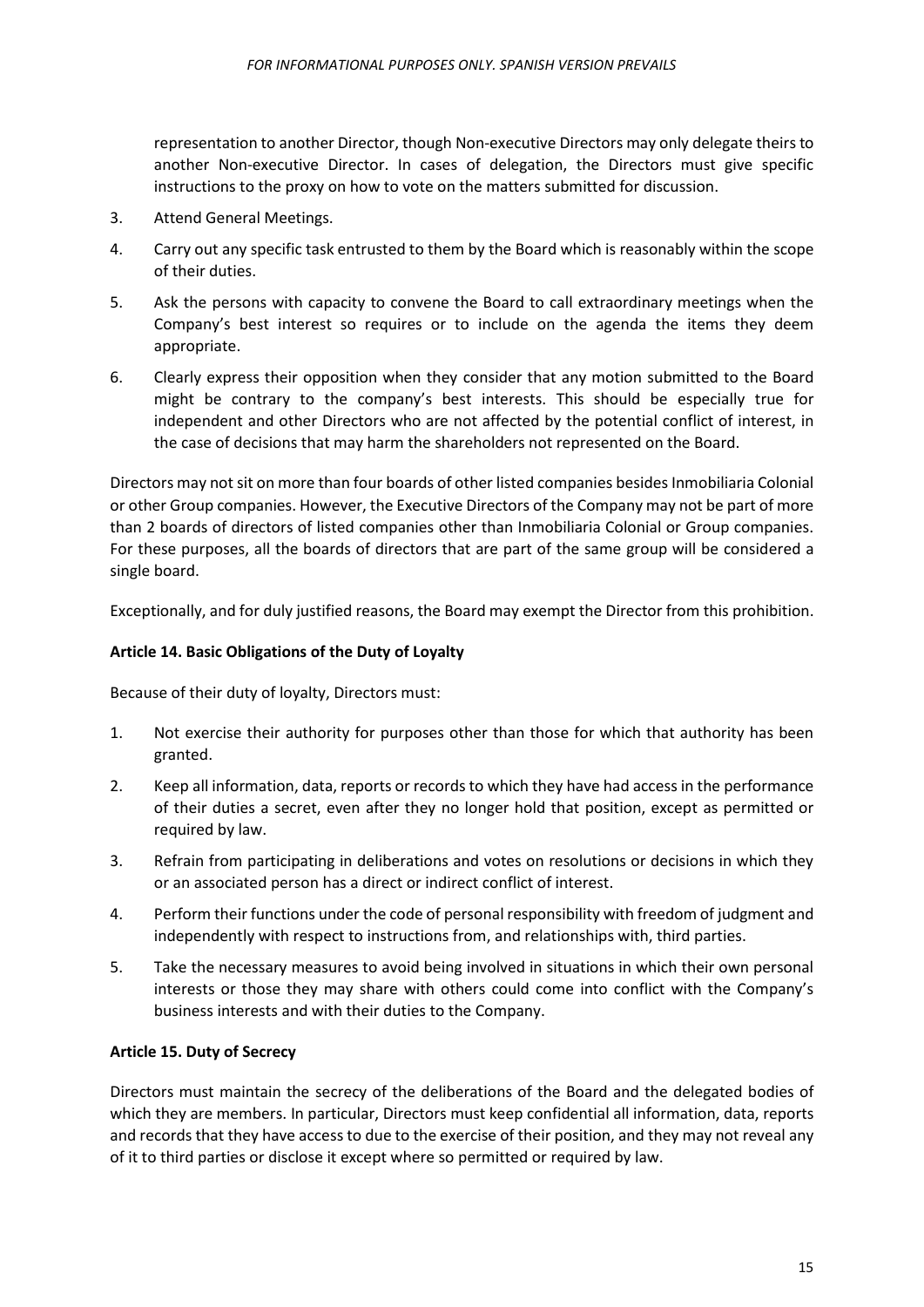representation to another Director, though Non-executive Directors may only delegate theirs to another Non-executive Director. In cases of delegation, the Directors must give specific instructions to the proxy on how to vote on the matters submitted for discussion.

3. Attend General Meetings.
4. Carry out any specific task entrusted to them by the Board which is reasonably within the scope of their duties.
5. Ask the persons with capacity to convene the Board to call extraordinary meetings when the Company's best interest so requires or to include on the agenda the items they deem appropriate.
6. Clearly express their opposition when they consider that any motion submitted to the Board might be contrary to the company's best interests. This should be especially true for independent and other Directors who are not affected by the potential conflict of interest, in the case of decisions that may harm the shareholders not represented on the Board.

Directors may not sit on more than four boards of other listed companies besides Inmobiliaria Colonial or other Group companies. However, the Executive Directors of the Company may not be part of more than 2 boards of directors of listed companies other than Inmobiliaria Colonial or Group companies. For these purposes, all the boards of directors that are part of the same group will be considered a single board.

Exceptionally, and for duly justified reasons, the Board may exempt the Director from this prohibition.

**Article 14. Basic Obligations of the Duty of Loyalty**

Because of their duty of loyalty, Directors must:

1. Not exercise their authority for purposes other than those for which that authority has been granted.
2. Keep all information, data, reports or records to which they have had access in the performance of their duties a secret, even after they no longer hold that position, except as permitted or required by law.
3. Refrain from participating in deliberations and votes on resolutions or decisions in which they or an associated person has a direct or indirect conflict of interest.
4. Perform their functions under the code of personal responsibility with freedom of judgment and independently with respect to instructions from, and relationships with, third parties.
5. Take the necessary measures to avoid being involved in situations in which their own personal interests or those they may share with others could come into conflict with the Company's business interests and with their duties to the Company.

**Article 15. Duty of Secrecy**

Directors must maintain the secrecy of the deliberations of the Board and the delegated bodies of which they are members. In particular, Directors must keep confidential all information, data, reports and records that they have access to due to the exercise of their position, and they may not reveal any of it to third parties or disclose it except where so permitted or required by law.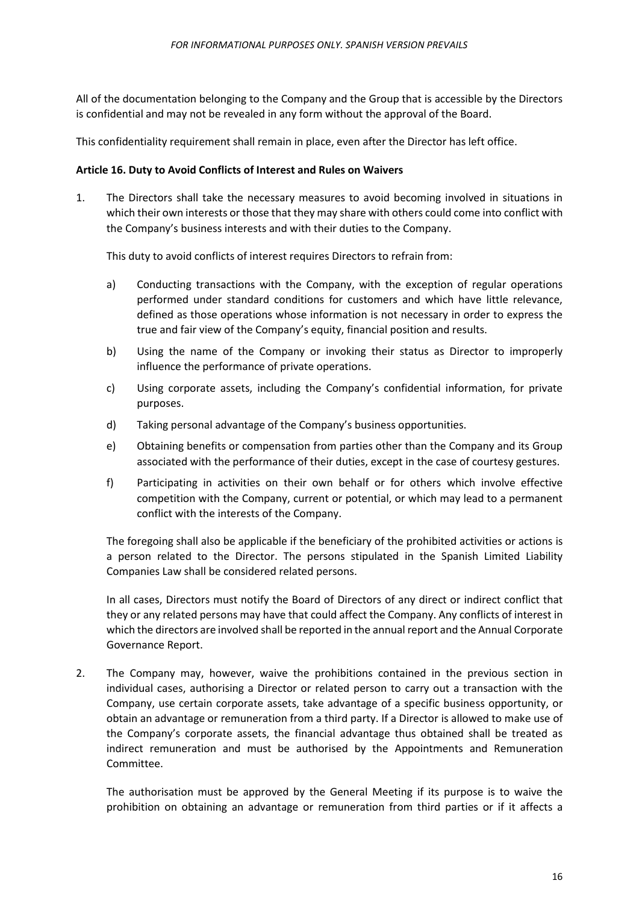All of the documentation belonging to the Company and the Group that is accessible by the Directors is confidential and may not be revealed in any form without the approval of the Board.

This confidentiality requirement shall remain in place, even after the Director has left office.

**Article 16. Duty to Avoid Conflicts of Interest and Rules on Waivers**

1. The Directors shall take the necessary measures to avoid becoming involved in situations in which their own interests or those that they may share with others could come into conflict with the Company's business interests and with their duties to the Company.

   This duty to avoid conflicts of interest requires Directors to refrain from:

   a) Conducting transactions with the Company, with the exception of regular operations performed under standard conditions for customers and which have little relevance, defined as those operations whose information is not necessary in order to express the true and fair view of the Company's equity, financial position and results.

   b) Using the name of the Company or invoking their status as Director to improperly influence the performance of private operations.

   c) Using corporate assets, including the Company's confidential information, for private purposes.

   d) Taking personal advantage of the Company's business opportunities.

   e) Obtaining benefits or compensation from parties other than the Company and its Group associated with the performance of their duties, except in the case of courtesy gestures.

   f) Participating in activities on their own behalf or for others which involve effective competition with the Company, current or potential, or which may lead to a permanent conflict with the interests of the Company.

   The foregoing shall also be applicable if the beneficiary of the prohibited activities or actions is a person related to the Director. The persons stipulated in the Spanish Limited Liability Companies Law shall be considered related persons.

   In all cases, Directors must notify the Board of Directors of any direct or indirect conflict that they or any related persons may have that could affect the Company. Any conflicts of interest in which the directors are involved shall be reported in the annual report and the Annual Corporate Governance Report.

2. The Company may, however, waive the prohibitions contained in the previous section in individual cases, authorising a Director or related person to carry out a transaction with the Company, use certain corporate assets, take advantage of a specific business opportunity, or obtain an advantage or remuneration from a third party. If a Director is allowed to make use of the Company's corporate assets, the financial advantage thus obtained shall be treated as indirect remuneration and must be authorised by the Appointments and Remuneration Committee.

   The authorisation must be approved by the General Meeting if its purpose is to waive the prohibition on obtaining an advantage or remuneration from third parties or if it affects a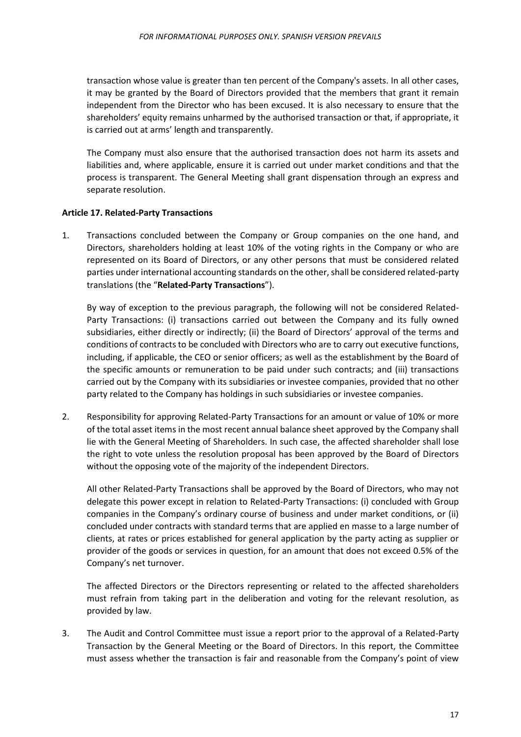transaction whose value is greater than ten percent of the Company's assets. In all other cases, it may be granted by the Board of Directors provided that the members that grant it remain independent from the Director who has been excused. It is also necessary to ensure that the shareholders' equity remains unharmed by the authorised transaction or that, if appropriate, it is carried out at arms' length and transparently.

The Company must also ensure that the authorised transaction does not harm its assets and liabilities and, where applicable, ensure it is carried out under market conditions and that the process is transparent. The General Meeting shall grant dispensation through an express and separate resolution.

**Article 17. Related-Party Transactions**

1. Transactions concluded between the Company or Group companies on the one hand, and Directors, shareholders holding at least 10% of the voting rights in the Company or who are represented on its Board of Directors, or any other persons that must be considered related parties under international accounting standards on the other, shall be considered related-party translations (the "**Related-Party Transactions**").

   By way of exception to the previous paragraph, the following will not be considered Related-Party Transactions: (i) transactions carried out between the Company and its fully owned subsidiaries, either directly or indirectly; (ii) the Board of Directors' approval of the terms and conditions of contracts to be concluded with Directors who are to carry out executive functions, including, if applicable, the CEO or senior officers; as well as the establishment by the Board of the specific amounts or remuneration to be paid under such contracts; and (iii) transactions carried out by the Company with its subsidiaries or investee companies, provided that no other party related to the Company has holdings in such subsidiaries or investee companies.

2. Responsibility for approving Related-Party Transactions for an amount or value of 10% or more of the total asset items in the most recent annual balance sheet approved by the Company shall lie with the General Meeting of Shareholders. In such case, the affected shareholder shall lose the right to vote unless the resolution proposal has been approved by the Board of Directors without the opposing vote of the majority of the independent Directors.

   All other Related-Party Transactions shall be approved by the Board of Directors, who may not delegate this power except in relation to Related-Party Transactions: (i) concluded with Group companies in the Company's ordinary course of business and under market conditions, or (ii) concluded under contracts with standard terms that are applied en masse to a large number of clients, at rates or prices established for general application by the party acting as supplier or provider of the goods or services in question, for an amount that does not exceed 0.5% of the Company's net turnover.

   The affected Directors or the Directors representing or related to the affected shareholders must refrain from taking part in the deliberation and voting for the relevant resolution, as provided by law.

3. The Audit and Control Committee must issue a report prior to the approval of a Related-Party Transaction by the General Meeting or the Board of Directors. In this report, the Committee must assess whether the transaction is fair and reasonable from the Company's point of view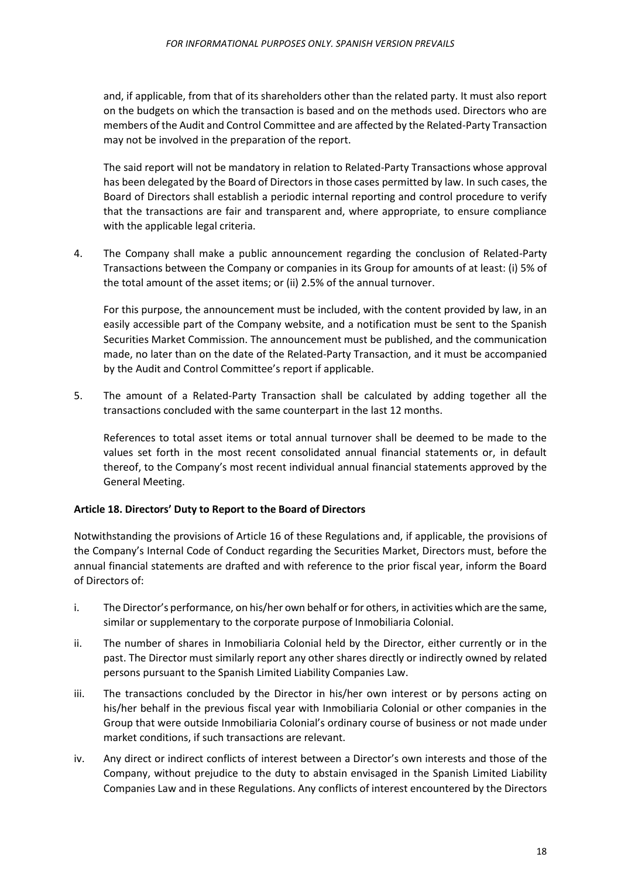and, if applicable, from that of its shareholders other than the related party. It must also report on the budgets on which the transaction is based and on the methods used. Directors who are members of the Audit and Control Committee and are affected by the Related-Party Transaction may not be involved in the preparation of the report.

The said report will not be mandatory in relation to Related-Party Transactions whose approval has been delegated by the Board of Directors in those cases permitted by law. In such cases, the Board of Directors shall establish a periodic internal reporting and control procedure to verify that the transactions are fair and transparent and, where appropriate, to ensure compliance with the applicable legal criteria.

4. The Company shall make a public announcement regarding the conclusion of Related-Party Transactions between the Company or companies in its Group for amounts of at least: (i) 5% of the total amount of the asset items; or (ii) 2.5% of the annual turnover.

   For this purpose, the announcement must be included, with the content provided by law, in an easily accessible part of the Company website, and a notification must be sent to the Spanish Securities Market Commission. The announcement must be published, and the communication made, no later than on the date of the Related-Party Transaction, and it must be accompanied by the Audit and Control Committee's report if applicable.

5. The amount of a Related-Party Transaction shall be calculated by adding together all the transactions concluded with the same counterpart in the last 12 months.

   References to total asset items or total annual turnover shall be deemed to be made to the values set forth in the most recent consolidated annual financial statements or, in default thereof, to the Company's most recent individual annual financial statements approved by the General Meeting.

**Article 18. Directors' Duty to Report to the Board of Directors**

Notwithstanding the provisions of Article 16 of these Regulations and, if applicable, the provisions of the Company's Internal Code of Conduct regarding the Securities Market, Directors must, before the annual financial statements are drafted and with reference to the prior fiscal year, inform the Board of Directors of:

i. The Director's performance, on his/her own behalf or for others, in activities which are the same, similar or supplementary to the corporate purpose of Inmobiliaria Colonial.

ii. The number of shares in Inmobiliaria Colonial held by the Director, either currently or in the past. The Director must similarly report any other shares directly or indirectly owned by related persons pursuant to the Spanish Limited Liability Companies Law.

iii. The transactions concluded by the Director in his/her own interest or by persons acting on his/her behalf in the previous fiscal year with Inmobiliaria Colonial or other companies in the Group that were outside Inmobiliaria Colonial's ordinary course of business or not made under market conditions, if such transactions are relevant.

iv. Any direct or indirect conflicts of interest between a Director's own interests and those of the Company, without prejudice to the duty to abstain envisaged in the Spanish Limited Liability Companies Law and in these Regulations. Any conflicts of interest encountered by the Directors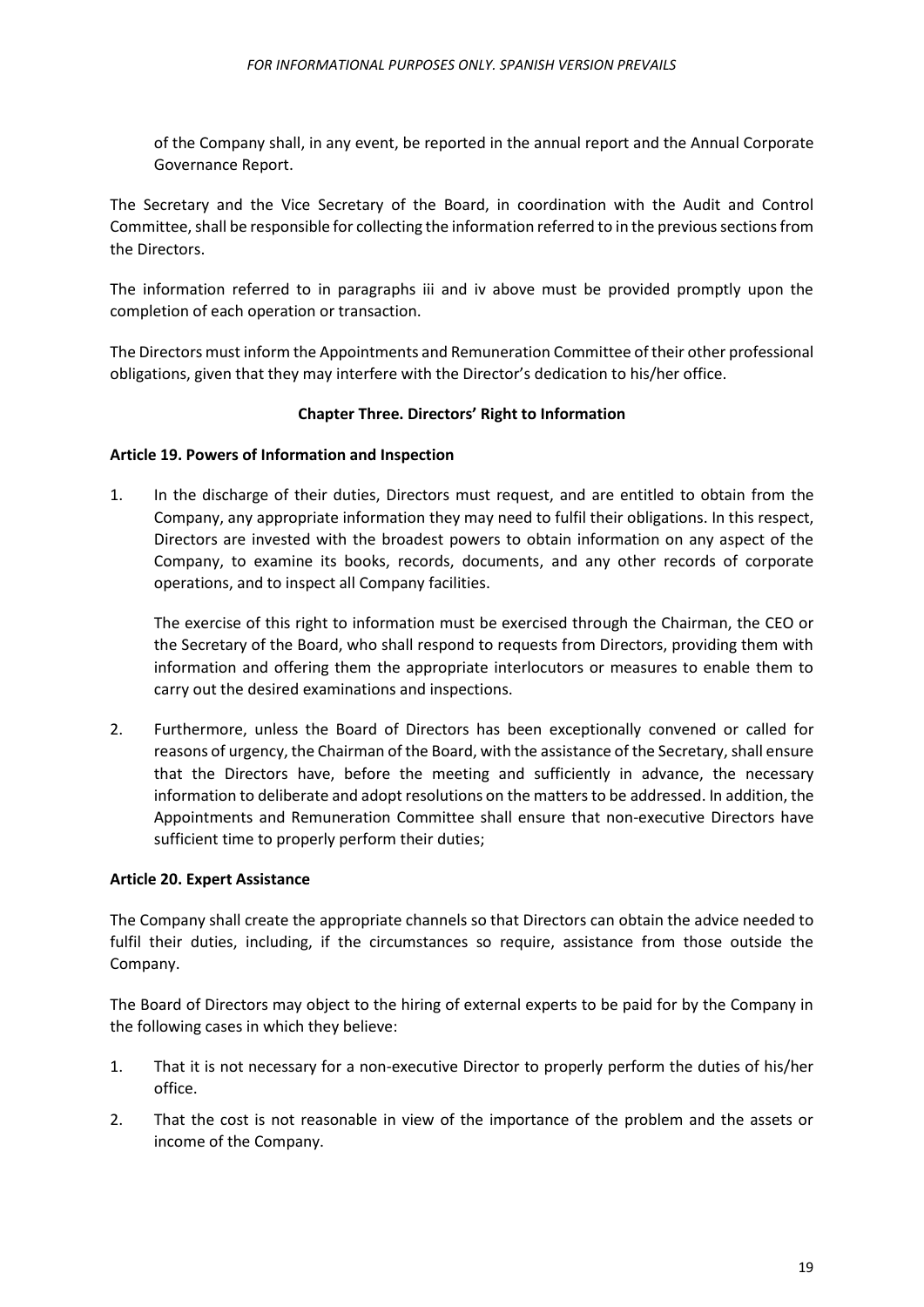of the Company shall, in any event, be reported in the annual report and the Annual Corporate Governance Report.

The Secretary and the Vice Secretary of the Board, in coordination with the Audit and Control Committee, shall be responsible for collecting the information referred to in the previous sections from the Directors.

The information referred to in paragraphs iii and iv above must be provided promptly upon the completion of each operation or transaction.

The Directors must inform the Appointments and Remuneration Committee of their other professional obligations, given that they may interfere with the Director's dedication to his/her office.

## Chapter Three. Directors' Right to Information

### Article 19. Powers of Information and Inspection

1. In the discharge of their duties, Directors must request, and are entitled to obtain from the Company, any appropriate information they may need to fulfil their obligations. In this respect, Directors are invested with the broadest powers to obtain information on any aspect of the Company, to examine its books, records, documents, and any other records of corporate operations, and to inspect all Company facilities.

   The exercise of this right to information must be exercised through the Chairman, the CEO or the Secretary of the Board, who shall respond to requests from Directors, providing them with information and offering them the appropriate interlocutors or measures to enable them to carry out the desired examinations and inspections.

2. Furthermore, unless the Board of Directors has been exceptionally convened or called for reasons of urgency, the Chairman of the Board, with the assistance of the Secretary, shall ensure that the Directors have, before the meeting and sufficiently in advance, the necessary information to deliberate and adopt resolutions on the matters to be addressed. In addition, the Appointments and Remuneration Committee shall ensure that non-executive Directors have sufficient time to properly perform their duties;

### Article 20. Expert Assistance

The Company shall create the appropriate channels so that Directors can obtain the advice needed to fulfil their duties, including, if the circumstances so require, assistance from those outside the Company.

The Board of Directors may object to the hiring of external experts to be paid for by the Company in the following cases in which they believe:

1. That it is not necessary for a non-executive Director to properly perform the duties of his/her office.
2. That the cost is not reasonable in view of the importance of the problem and the assets or income of the Company.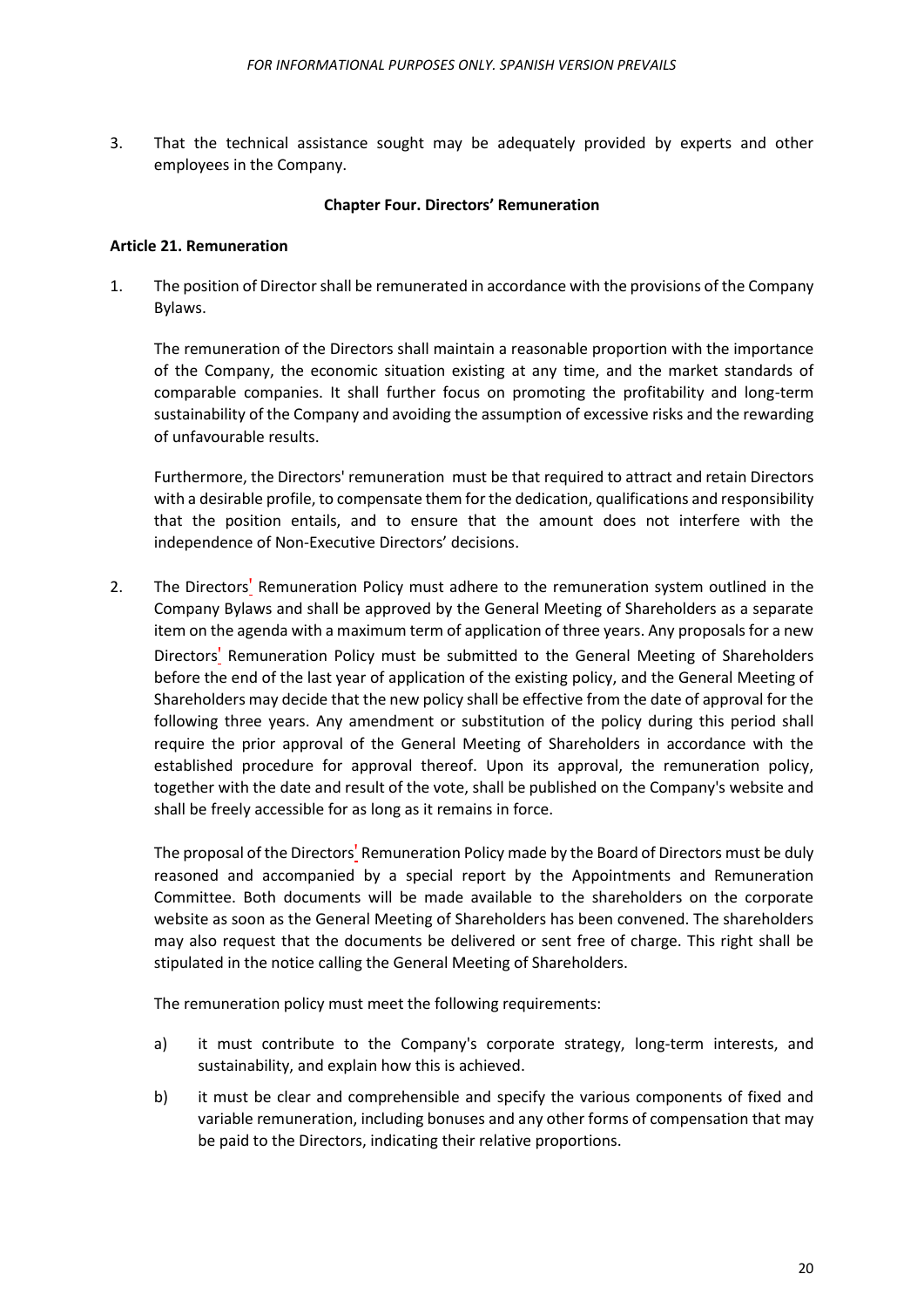3. That the technical assistance sought may be adequately provided by experts and other employees in the Company.

## Chapter Four. Directors' Remuneration

### Article 21. Remuneration

1. The position of Director shall be remunerated in accordance with the provisions of the Company Bylaws.

   The remuneration of the Directors shall maintain a reasonable proportion with the importance of the Company, the economic situation existing at any time, and the market standards of comparable companies. It shall further focus on promoting the profitability and long-term sustainability of the Company and avoiding the assumption of excessive risks and the rewarding of unfavourable results.

   Furthermore, the Directors' remuneration must be that required to attract and retain Directors with a desirable profile, to compensate them for the dedication, qualifications and responsibility that the position entails, and to ensure that the amount does not interfere with the independence of Non-Executive Directors' decisions.

2. The Directors' Remuneration Policy must adhere to the remuneration system outlined in the Company Bylaws and shall be approved by the General Meeting of Shareholders as a separate item on the agenda with a maximum term of application of three years. Any proposals for a new Directors' Remuneration Policy must be submitted to the General Meeting of Shareholders before the end of the last year of application of the existing policy, and the General Meeting of Shareholders may decide that the new policy shall be effective from the date of approval for the following three years. Any amendment or substitution of the policy during this period shall require the prior approval of the General Meeting of Shareholders in accordance with the established procedure for approval thereof. Upon its approval, the remuneration policy, together with the date and result of the vote, shall be published on the Company's website and shall be freely accessible for as long as it remains in force.

   The proposal of the Directors' Remuneration Policy made by the Board of Directors must be duly reasoned and accompanied by a special report by the Appointments and Remuneration Committee. Both documents will be made available to the shareholders on the corporate website as soon as the General Meeting of Shareholders has been convened. The shareholders may also request that the documents be delivered or sent free of charge. This right shall be stipulated in the notice calling the General Meeting of Shareholders.

   The remuneration policy must meet the following requirements:

   a) it must contribute to the Company's corporate strategy, long-term interests, and sustainability, and explain how this is achieved.

   b) it must be clear and comprehensible and specify the various components of fixed and variable remuneration, including bonuses and any other forms of compensation that may be paid to the Directors, indicating their relative proportions.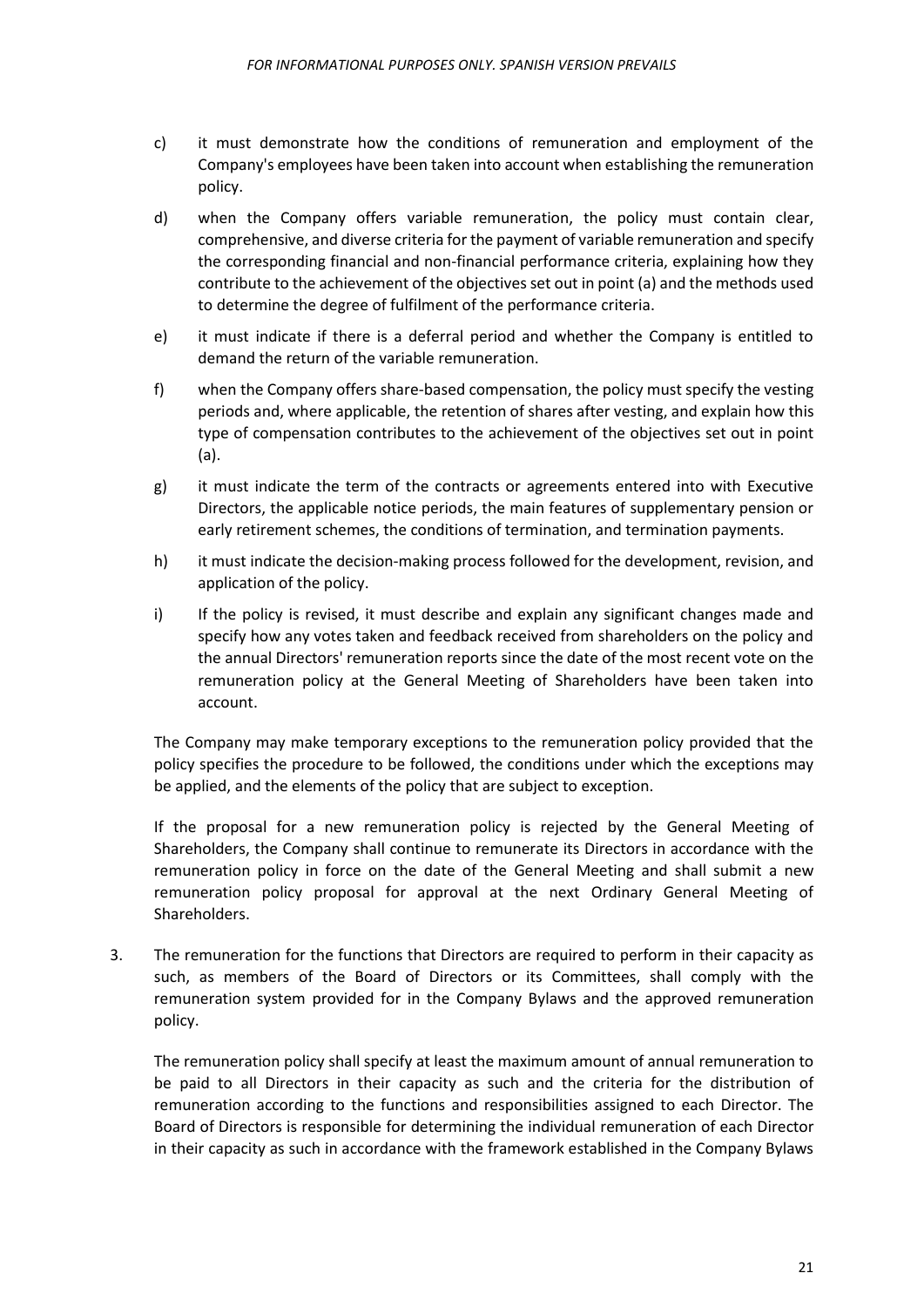c) it must demonstrate how the conditions of remuneration and employment of the Company's employees have been taken into account when establishing the remuneration policy.

d) when the Company offers variable remuneration, the policy must contain clear, comprehensive, and diverse criteria for the payment of variable remuneration and specify the corresponding financial and non-financial performance criteria, explaining how they contribute to the achievement of the objectives set out in point (a) and the methods used to determine the degree of fulfilment of the performance criteria.

e) it must indicate if there is a deferral period and whether the Company is entitled to demand the return of the variable remuneration.

f) when the Company offers share-based compensation, the policy must specify the vesting periods and, where applicable, the retention of shares after vesting, and explain how this type of compensation contributes to the achievement of the objectives set out in point (a).

g) it must indicate the term of the contracts or agreements entered into with Executive Directors, the applicable notice periods, the main features of supplementary pension or early retirement schemes, the conditions of termination, and termination payments.

h) it must indicate the decision-making process followed for the development, revision, and application of the policy.

i) If the policy is revised, it must describe and explain any significant changes made and specify how any votes taken and feedback received from shareholders on the policy and the annual Directors' remuneration reports since the date of the most recent vote on the remuneration policy at the General Meeting of Shareholders have been taken into account.

The Company may make temporary exceptions to the remuneration policy provided that the policy specifies the procedure to be followed, the conditions under which the exceptions may be applied, and the elements of the policy that are subject to exception.

If the proposal for a new remuneration policy is rejected by the General Meeting of Shareholders, the Company shall continue to remunerate its Directors in accordance with the remuneration policy in force on the date of the General Meeting and shall submit a new remuneration policy proposal for approval at the next Ordinary General Meeting of Shareholders.

3. The remuneration for the functions that Directors are required to perform in their capacity as such, as members of the Board of Directors or its Committees, shall comply with the remuneration system provided for in the Company Bylaws and the approved remuneration policy.

   The remuneration policy shall specify at least the maximum amount of annual remuneration to be paid to all Directors in their capacity as such and the criteria for the distribution of remuneration according to the functions and responsibilities assigned to each Director. The Board of Directors is responsible for determining the individual remuneration of each Director in their capacity as such in accordance with the framework established in the Company Bylaws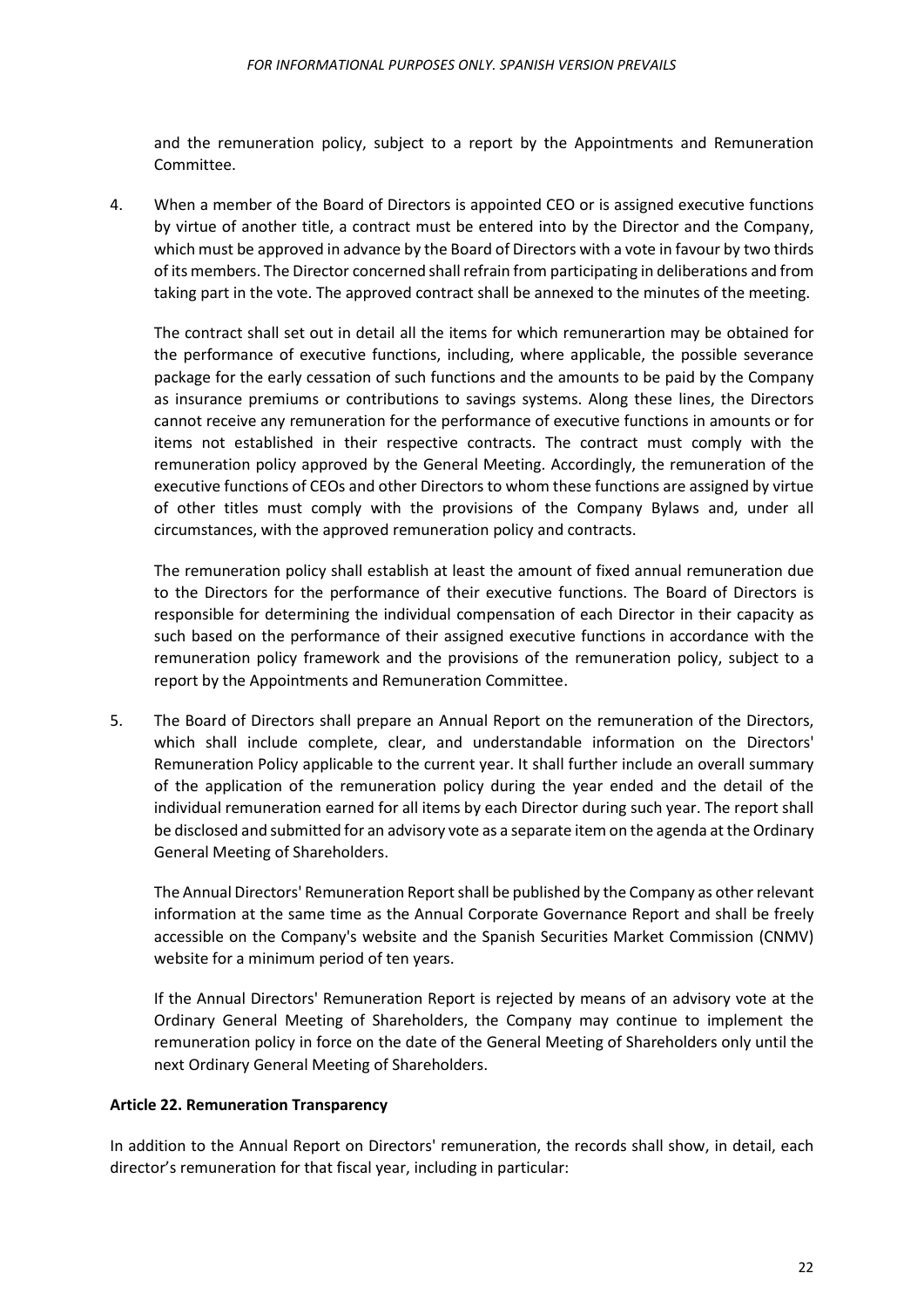and the remuneration policy, subject to a report by the Appointments and Remuneration Committee.

4. When a member of the Board of Directors is appointed CEO or is assigned executive functions by virtue of another title, a contract must be entered into by the Director and the Company, which must be approved in advance by the Board of Directors with a vote in favour by two thirds of its members. The Director concerned shall refrain from participating in deliberations and from taking part in the vote. The approved contract shall be annexed to the minutes of the meeting.

   The contract shall set out in detail all the items for which remunerartion may be obtained for the performance of executive functions, including, where applicable, the possible severance package for the early cessation of such functions and the amounts to be paid by the Company as insurance premiums or contributions to savings systems. Along these lines, the Directors cannot receive any remuneration for the performance of executive functions in amounts or for items not established in their respective contracts. The contract must comply with the remuneration policy approved by the General Meeting. Accordingly, the remuneration of the executive functions of CEOs and other Directors to whom these functions are assigned by virtue of other titles must comply with the provisions of the Company Bylaws and, under all circumstances, with the approved remuneration policy and contracts.

   The remuneration policy shall establish at least the amount of fixed annual remuneration due to the Directors for the performance of their executive functions. The Board of Directors is responsible for determining the individual compensation of each Director in their capacity as such based on the performance of their assigned executive functions in accordance with the remuneration policy framework and the provisions of the remuneration policy, subject to a report by the Appointments and Remuneration Committee.

5. The Board of Directors shall prepare an Annual Report on the remuneration of the Directors, which shall include complete, clear, and understandable information on the Directors' Remuneration Policy applicable to the current year. It shall further include an overall summary of the application of the remuneration policy during the year ended and the detail of the individual remuneration earned for all items by each Director during such year. The report shall be disclosed and submitted for an advisory vote as a separate item on the agenda at the Ordinary General Meeting of Shareholders.

   The Annual Directors' Remuneration Report shall be published by the Company as other relevant information at the same time as the Annual Corporate Governance Report and shall be freely accessible on the Company's website and the Spanish Securities Market Commission (CNMV) website for a minimum period of ten years.

   If the Annual Directors' Remuneration Report is rejected by means of an advisory vote at the Ordinary General Meeting of Shareholders, the Company may continue to implement the remuneration policy in force on the date of the General Meeting of Shareholders only until the next Ordinary General Meeting of Shareholders.

**Article 22. Remuneration Transparency**

In addition to the Annual Report on Directors' remuneration, the records shall show, in detail, each director's remuneration for that fiscal year, including in particular: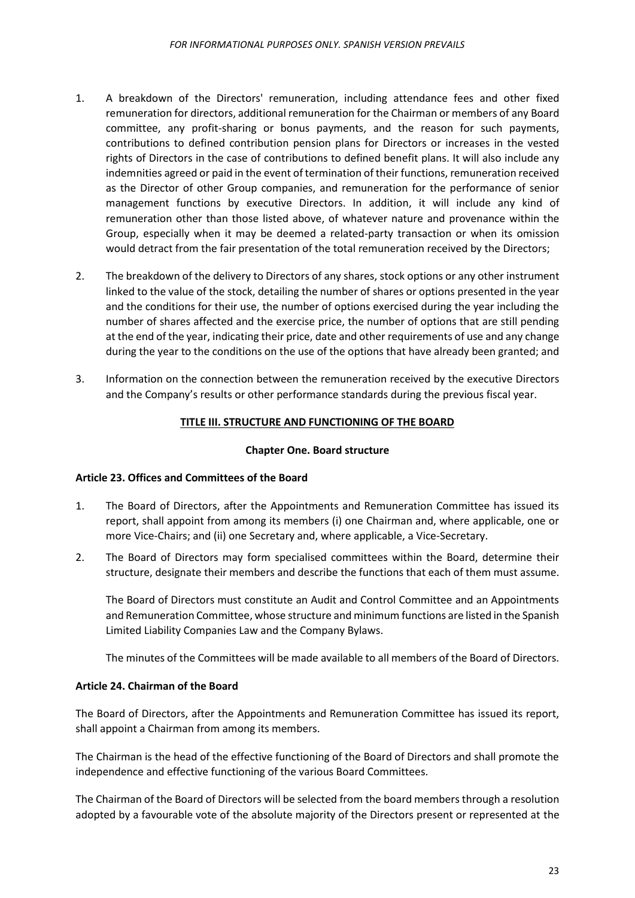1. A breakdown of the Directors' remuneration, including attendance fees and other fixed remuneration for directors, additional remuneration for the Chairman or members of any Board committee, any profit-sharing or bonus payments, and the reason for such payments, contributions to defined contribution pension plans for Directors or increases in the vested rights of Directors in the case of contributions to defined benefit plans. It will also include any indemnities agreed or paid in the event of termination of their functions, remuneration received as the Director of other Group companies, and remuneration for the performance of senior management functions by executive Directors. In addition, it will include any kind of remuneration other than those listed above, of whatever nature and provenance within the Group, especially when it may be deemed a related-party transaction or when its omission would detract from the fair presentation of the total remuneration received by the Directors;

2. The breakdown of the delivery to Directors of any shares, stock options or any other instrument linked to the value of the stock, detailing the number of shares or options presented in the year and the conditions for their use, the number of options exercised during the year including the number of shares affected and the exercise price, the number of options that are still pending at the end of the year, indicating their price, date and other requirements of use and any change during the year to the conditions on the use of the options that have already been granted; and

3. Information on the connection between the remuneration received by the executive Directors and the Company's results or other performance standards during the previous fiscal year.

## TITLE III. STRUCTURE AND FUNCTIONING OF THE BOARD

### Chapter One. Board structure

#### Article 23. Offices and Committees of the Board

1. The Board of Directors, after the Appointments and Remuneration Committee has issued its report, shall appoint from among its members (i) one Chairman and, where applicable, one or more Vice-Chairs; and (ii) one Secretary and, where applicable, a Vice-Secretary.

2. The Board of Directors may form specialised committees within the Board, determine their structure, designate their members and describe the functions that each of them must assume.

   The Board of Directors must constitute an Audit and Control Committee and an Appointments and Remuneration Committee, whose structure and minimum functions are listed in the Spanish Limited Liability Companies Law and the Company Bylaws.

   The minutes of the Committees will be made available to all members of the Board of Directors.

#### Article 24. Chairman of the Board

The Board of Directors, after the Appointments and Remuneration Committee has issued its report, shall appoint a Chairman from among its members.

The Chairman is the head of the effective functioning of the Board of Directors and shall promote the independence and effective functioning of the various Board Committees.

The Chairman of the Board of Directors will be selected from the board members through a resolution adopted by a favourable vote of the absolute majority of the Directors present or represented at the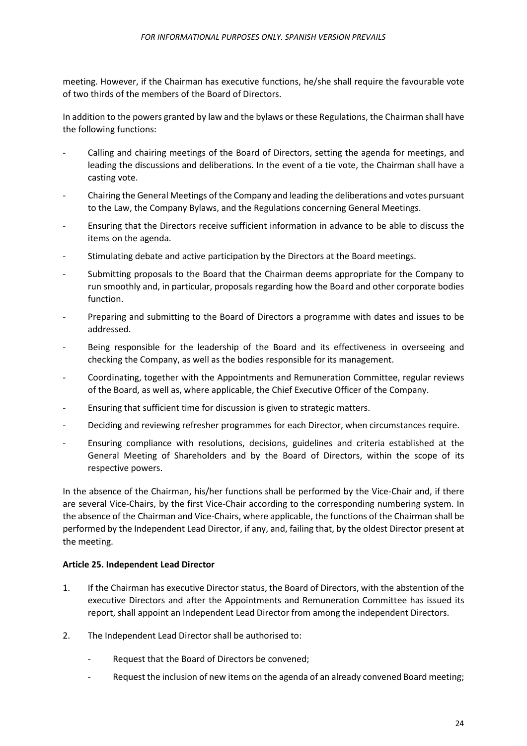meeting. However, if the Chairman has executive functions, he/she shall require the favourable vote of two thirds of the members of the Board of Directors.

In addition to the powers granted by law and the bylaws or these Regulations, the Chairman shall have the following functions:

- Calling and chairing meetings of the Board of Directors, setting the agenda for meetings, and leading the discussions and deliberations. In the event of a tie vote, the Chairman shall have a casting vote.
- Chairing the General Meetings of the Company and leading the deliberations and votes pursuant to the Law, the Company Bylaws, and the Regulations concerning General Meetings.
- Ensuring that the Directors receive sufficient information in advance to be able to discuss the items on the agenda.
- Stimulating debate and active participation by the Directors at the Board meetings.
- Submitting proposals to the Board that the Chairman deems appropriate for the Company to run smoothly and, in particular, proposals regarding how the Board and other corporate bodies function.
- Preparing and submitting to the Board of Directors a programme with dates and issues to be addressed.
- Being responsible for the leadership of the Board and its effectiveness in overseeing and checking the Company, as well as the bodies responsible for its management.
- Coordinating, together with the Appointments and Remuneration Committee, regular reviews of the Board, as well as, where applicable, the Chief Executive Officer of the Company.
- Ensuring that sufficient time for discussion is given to strategic matters.
- Deciding and reviewing refresher programmes for each Director, when circumstances require.
- Ensuring compliance with resolutions, decisions, guidelines and criteria established at the General Meeting of Shareholders and by the Board of Directors, within the scope of its respective powers.

In the absence of the Chairman, his/her functions shall be performed by the Vice-Chair and, if there are several Vice-Chairs, by the first Vice-Chair according to the corresponding numbering system. In the absence of the Chairman and Vice-Chairs, where applicable, the functions of the Chairman shall be performed by the Independent Lead Director, if any, and, failing that, by the oldest Director present at the meeting.

**Article 25. Independent Lead Director**

1. If the Chairman has executive Director status, the Board of Directors, with the abstention of the executive Directors and after the Appointments and Remuneration Committee has issued its report, shall appoint an Independent Lead Director from among the independent Directors.
2. The Independent Lead Director shall be authorised to:
   - Request that the Board of Directors be convened;
   - Request the inclusion of new items on the agenda of an already convened Board meeting;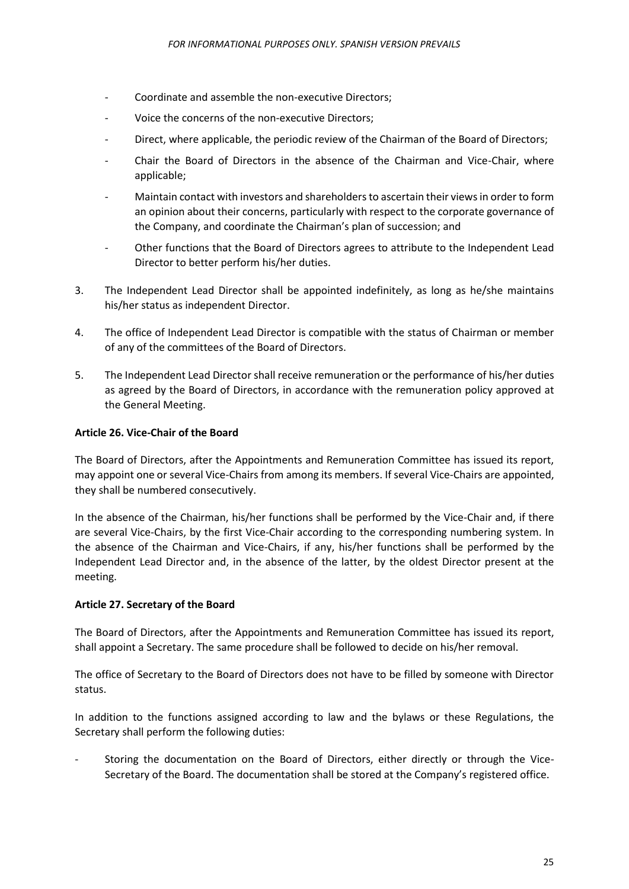- Coordinate and assemble the non-executive Directors;
- Voice the concerns of the non-executive Directors;
- Direct, where applicable, the periodic review of the Chairman of the Board of Directors;
- Chair the Board of Directors in the absence of the Chairman and Vice-Chair, where applicable;
- Maintain contact with investors and shareholders to ascertain their views in order to form an opinion about their concerns, particularly with respect to the corporate governance of the Company, and coordinate the Chairman's plan of succession; and
- Other functions that the Board of Directors agrees to attribute to the Independent Lead Director to better perform his/her duties.

3. The Independent Lead Director shall be appointed indefinitely, as long as he/she maintains his/her status as independent Director.

4. The office of Independent Lead Director is compatible with the status of Chairman or member of any of the committees of the Board of Directors.

5. The Independent Lead Director shall receive remuneration or the performance of his/her duties as agreed by the Board of Directors, in accordance with the remuneration policy approved at the General Meeting.

**Article 26. Vice-Chair of the Board**

The Board of Directors, after the Appointments and Remuneration Committee has issued its report, may appoint one or several Vice-Chairs from among its members. If several Vice-Chairs are appointed, they shall be numbered consecutively.

In the absence of the Chairman, his/her functions shall be performed by the Vice-Chair and, if there are several Vice-Chairs, by the first Vice-Chair according to the corresponding numbering system. In the absence of the Chairman and Vice-Chairs, if any, his/her functions shall be performed by the Independent Lead Director and, in the absence of the latter, by the oldest Director present at the meeting.

**Article 27. Secretary of the Board**

The Board of Directors, after the Appointments and Remuneration Committee has issued its report, shall appoint a Secretary. The same procedure shall be followed to decide on his/her removal.

The office of Secretary to the Board of Directors does not have to be filled by someone with Director status.

In addition to the functions assigned according to law and the bylaws or these Regulations, the Secretary shall perform the following duties:

- Storing the documentation on the Board of Directors, either directly or through the Vice-Secretary of the Board. The documentation shall be stored at the Company's registered office.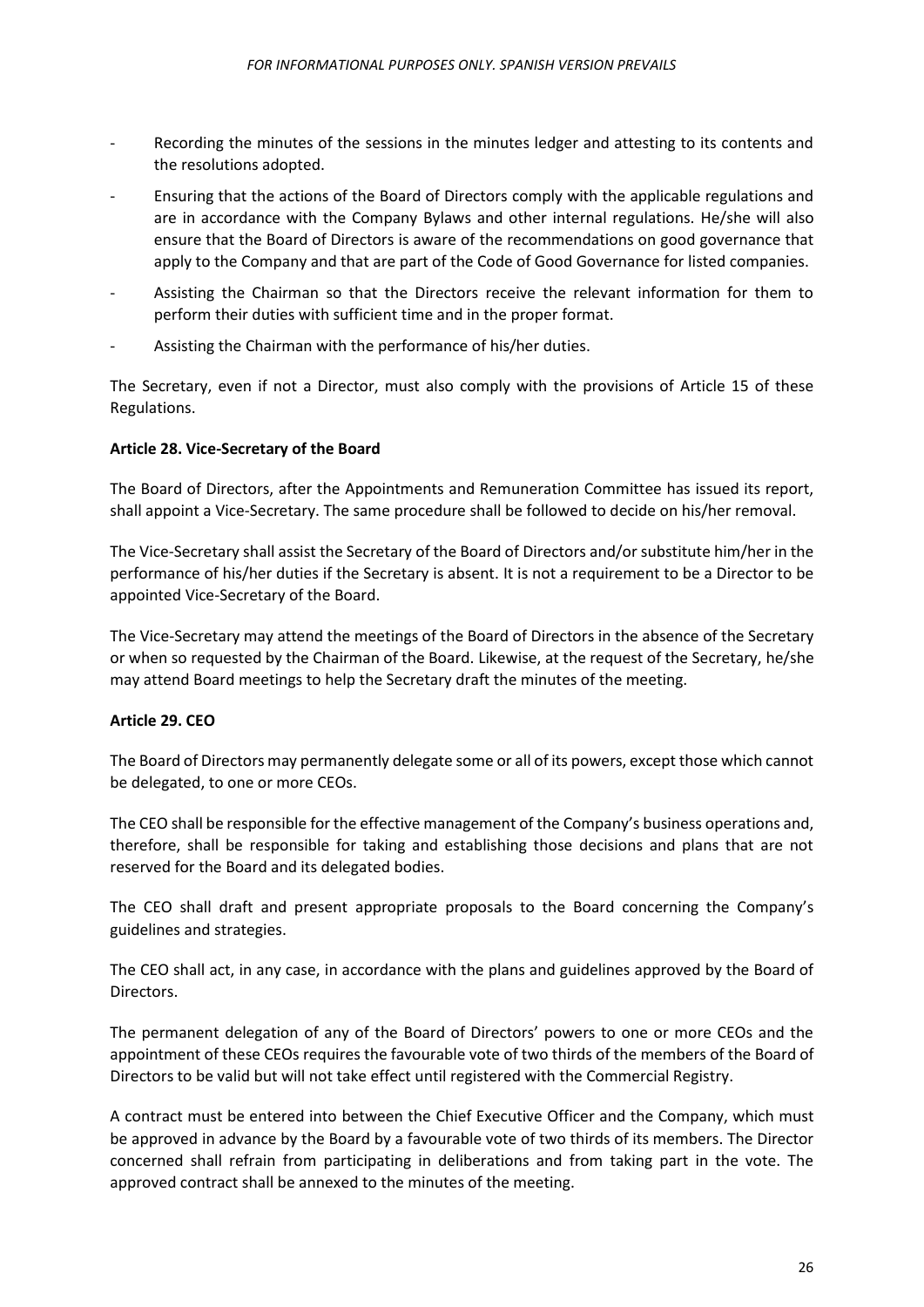- Recording the minutes of the sessions in the minutes ledger and attesting to its contents and the resolutions adopted.
- Ensuring that the actions of the Board of Directors comply with the applicable regulations and are in accordance with the Company Bylaws and other internal regulations. He/she will also ensure that the Board of Directors is aware of the recommendations on good governance that apply to the Company and that are part of the Code of Good Governance for listed companies.
- Assisting the Chairman so that the Directors receive the relevant information for them to perform their duties with sufficient time and in the proper format.
- Assisting the Chairman with the performance of his/her duties.

The Secretary, even if not a Director, must also comply with the provisions of Article 15 of these Regulations.

**Article 28. Vice-Secretary of the Board**

The Board of Directors, after the Appointments and Remuneration Committee has issued its report, shall appoint a Vice-Secretary. The same procedure shall be followed to decide on his/her removal.

The Vice-Secretary shall assist the Secretary of the Board of Directors and/or substitute him/her in the performance of his/her duties if the Secretary is absent. It is not a requirement to be a Director to be appointed Vice-Secretary of the Board.

The Vice-Secretary may attend the meetings of the Board of Directors in the absence of the Secretary or when so requested by the Chairman of the Board. Likewise, at the request of the Secretary, he/she may attend Board meetings to help the Secretary draft the minutes of the meeting.

**Article 29. CEO**

The Board of Directors may permanently delegate some or all of its powers, except those which cannot be delegated, to one or more CEOs.

The CEO shall be responsible for the effective management of the Company's business operations and, therefore, shall be responsible for taking and establishing those decisions and plans that are not reserved for the Board and its delegated bodies.

The CEO shall draft and present appropriate proposals to the Board concerning the Company's guidelines and strategies.

The CEO shall act, in any case, in accordance with the plans and guidelines approved by the Board of Directors.

The permanent delegation of any of the Board of Directors' powers to one or more CEOs and the appointment of these CEOs requires the favourable vote of two thirds of the members of the Board of Directors to be valid but will not take effect until registered with the Commercial Registry.

A contract must be entered into between the Chief Executive Officer and the Company, which must be approved in advance by the Board by a favourable vote of two thirds of its members. The Director concerned shall refrain from participating in deliberations and from taking part in the vote. The approved contract shall be annexed to the minutes of the meeting.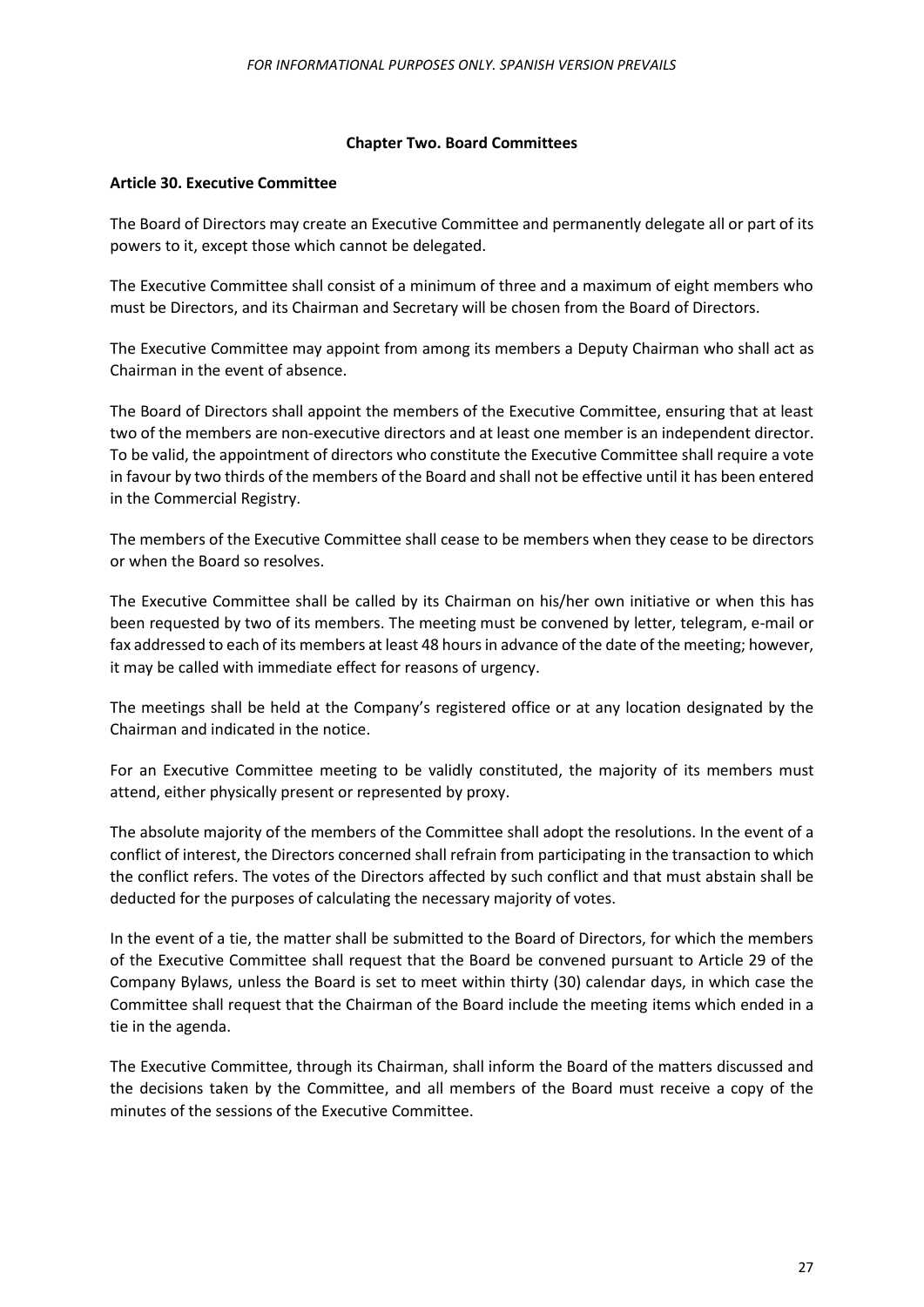## Chapter Two. Board Committees

### Article 30. Executive Committee

The Board of Directors may create an Executive Committee and permanently delegate all or part of its powers to it, except those which cannot be delegated.

The Executive Committee shall consist of a minimum of three and a maximum of eight members who must be Directors, and its Chairman and Secretary will be chosen from the Board of Directors.

The Executive Committee may appoint from among its members a Deputy Chairman who shall act as Chairman in the event of absence.

The Board of Directors shall appoint the members of the Executive Committee, ensuring that at least two of the members are non-executive directors and at least one member is an independent director. To be valid, the appointment of directors who constitute the Executive Committee shall require a vote in favour by two thirds of the members of the Board and shall not be effective until it has been entered in the Commercial Registry.

The members of the Executive Committee shall cease to be members when they cease to be directors or when the Board so resolves.

The Executive Committee shall be called by its Chairman on his/her own initiative or when this has been requested by two of its members. The meeting must be convened by letter, telegram, e-mail or fax addressed to each of its members at least 48 hours in advance of the date of the meeting; however, it may be called with immediate effect for reasons of urgency.

The meetings shall be held at the Company's registered office or at any location designated by the Chairman and indicated in the notice.

For an Executive Committee meeting to be validly constituted, the majority of its members must attend, either physically present or represented by proxy.

The absolute majority of the members of the Committee shall adopt the resolutions. In the event of a conflict of interest, the Directors concerned shall refrain from participating in the transaction to which the conflict refers. The votes of the Directors affected by such conflict and that must abstain shall be deducted for the purposes of calculating the necessary majority of votes.

In the event of a tie, the matter shall be submitted to the Board of Directors, for which the members of the Executive Committee shall request that the Board be convened pursuant to Article 29 of the Company Bylaws, unless the Board is set to meet within thirty (30) calendar days, in which case the Committee shall request that the Chairman of the Board include the meeting items which ended in a tie in the agenda.

The Executive Committee, through its Chairman, shall inform the Board of the matters discussed and the decisions taken by the Committee, and all members of the Board must receive a copy of the minutes of the sessions of the Executive Committee.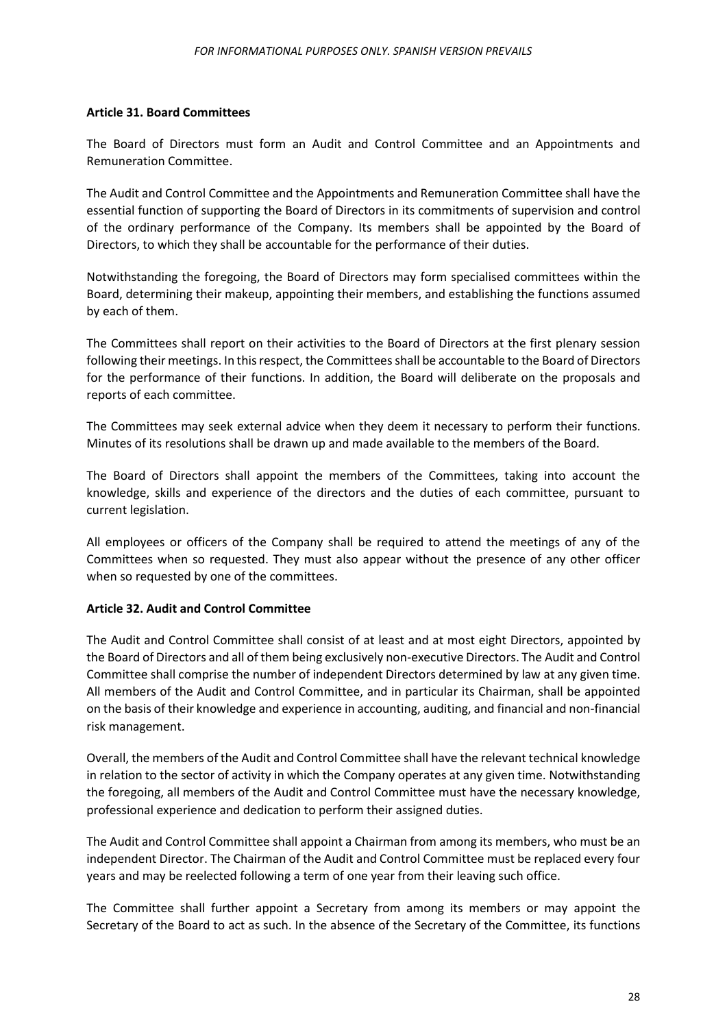**Article 31. Board Committees**

The Board of Directors must form an Audit and Control Committee and an Appointments and Remuneration Committee.

The Audit and Control Committee and the Appointments and Remuneration Committee shall have the essential function of supporting the Board of Directors in its commitments of supervision and control of the ordinary performance of the Company. Its members shall be appointed by the Board of Directors, to which they shall be accountable for the performance of their duties.

Notwithstanding the foregoing, the Board of Directors may form specialised committees within the Board, determining their makeup, appointing their members, and establishing the functions assumed by each of them.

The Committees shall report on their activities to the Board of Directors at the first plenary session following their meetings. In this respect, the Committees shall be accountable to the Board of Directors for the performance of their functions. In addition, the Board will deliberate on the proposals and reports of each committee.

The Committees may seek external advice when they deem it necessary to perform their functions. Minutes of its resolutions shall be drawn up and made available to the members of the Board.

The Board of Directors shall appoint the members of the Committees, taking into account the knowledge, skills and experience of the directors and the duties of each committee, pursuant to current legislation.

All employees or officers of the Company shall be required to attend the meetings of any of the Committees when so requested. They must also appear without the presence of any other officer when so requested by one of the committees.

**Article 32. Audit and Control Committee**

The Audit and Control Committee shall consist of at least and at most eight Directors, appointed by the Board of Directors and all of them being exclusively non-executive Directors. The Audit and Control Committee shall comprise the number of independent Directors determined by law at any given time. All members of the Audit and Control Committee, and in particular its Chairman, shall be appointed on the basis of their knowledge and experience in accounting, auditing, and financial and non-financial risk management.

Overall, the members of the Audit and Control Committee shall have the relevant technical knowledge in relation to the sector of activity in which the Company operates at any given time. Notwithstanding the foregoing, all members of the Audit and Control Committee must have the necessary knowledge, professional experience and dedication to perform their assigned duties.

The Audit and Control Committee shall appoint a Chairman from among its members, who must be an independent Director. The Chairman of the Audit and Control Committee must be replaced every four years and may be reelected following a term of one year from their leaving such office.

The Committee shall further appoint a Secretary from among its members or may appoint the Secretary of the Board to act as such. In the absence of the Secretary of the Committee, its functions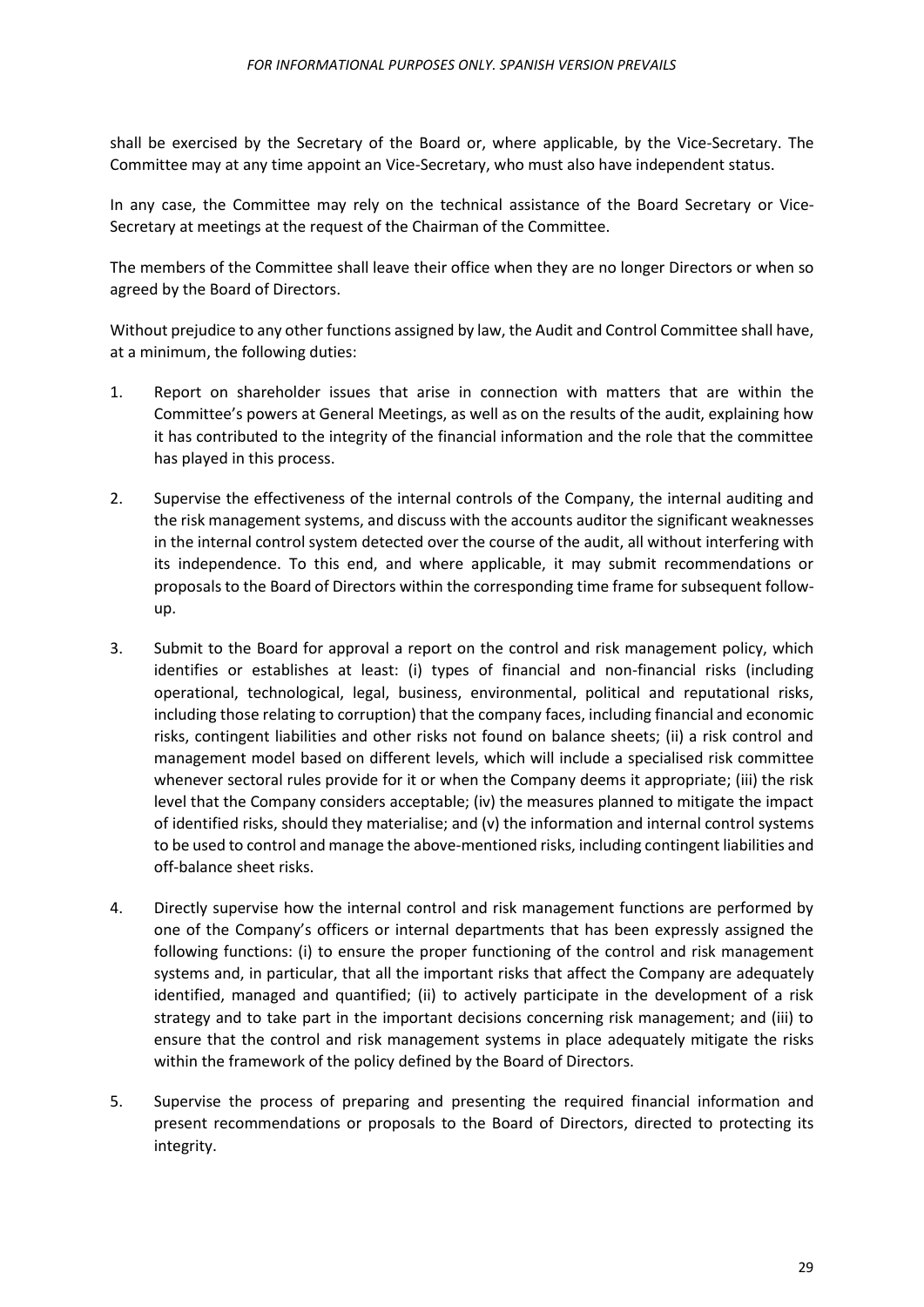shall be exercised by the Secretary of the Board or, where applicable, by the Vice-Secretary. The Committee may at any time appoint an Vice-Secretary, who must also have independent status.

In any case, the Committee may rely on the technical assistance of the Board Secretary or Vice-Secretary at meetings at the request of the Chairman of the Committee.

The members of the Committee shall leave their office when they are no longer Directors or when so agreed by the Board of Directors.

Without prejudice to any other functions assigned by law, the Audit and Control Committee shall have, at a minimum, the following duties:

1. Report on shareholder issues that arise in connection with matters that are within the Committee's powers at General Meetings, as well as on the results of the audit, explaining how it has contributed to the integrity of the financial information and the role that the committee has played in this process.

2. Supervise the effectiveness of the internal controls of the Company, the internal auditing and the risk management systems, and discuss with the accounts auditor the significant weaknesses in the internal control system detected over the course of the audit, all without interfering with its independence. To this end, and where applicable, it may submit recommendations or proposals to the Board of Directors within the corresponding time frame for subsequent follow-up.

3. Submit to the Board for approval a report on the control and risk management policy, which identifies or establishes at least: (i) types of financial and non-financial risks (including operational, technological, legal, business, environmental, political and reputational risks, including those relating to corruption) that the company faces, including financial and economic risks, contingent liabilities and other risks not found on balance sheets; (ii) a risk control and management model based on different levels, which will include a specialised risk committee whenever sectoral rules provide for it or when the Company deems it appropriate; (iii) the risk level that the Company considers acceptable; (iv) the measures planned to mitigate the impact of identified risks, should they materialise; and (v) the information and internal control systems to be used to control and manage the above-mentioned risks, including contingent liabilities and off-balance sheet risks.

4. Directly supervise how the internal control and risk management functions are performed by one of the Company's officers or internal departments that has been expressly assigned the following functions: (i) to ensure the proper functioning of the control and risk management systems and, in particular, that all the important risks that affect the Company are adequately identified, managed and quantified; (ii) to actively participate in the development of a risk strategy and to take part in the important decisions concerning risk management; and (iii) to ensure that the control and risk management systems in place adequately mitigate the risks within the framework of the policy defined by the Board of Directors.

5. Supervise the process of preparing and presenting the required financial information and present recommendations or proposals to the Board of Directors, directed to protecting its integrity.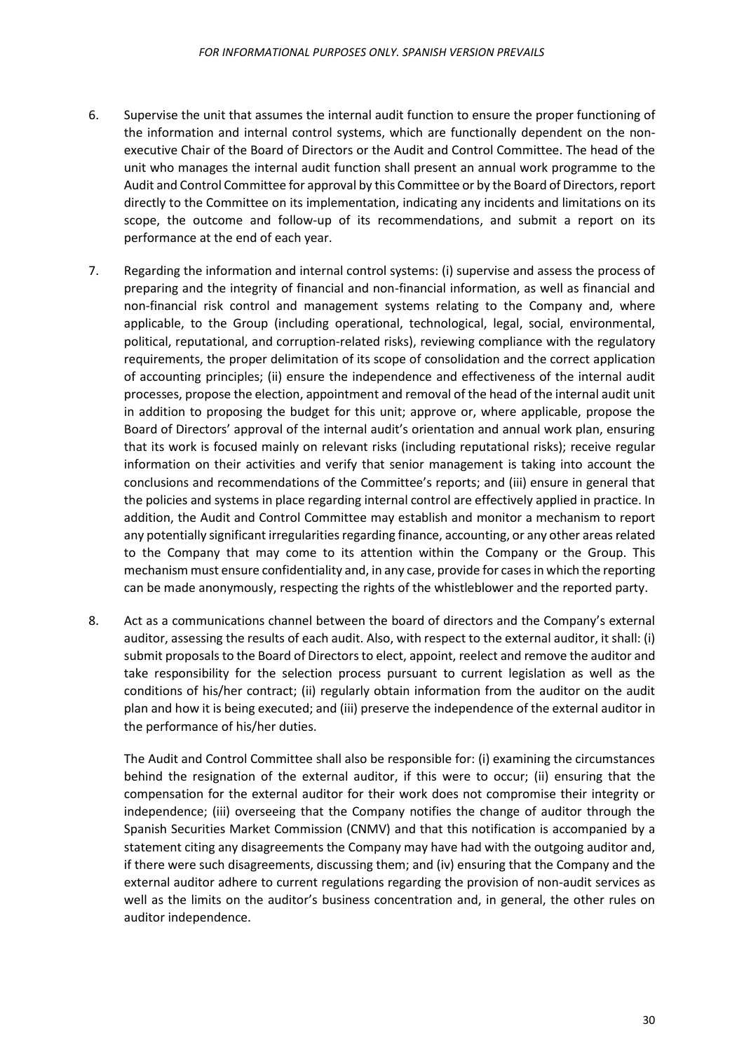6. Supervise the unit that assumes the internal audit function to ensure the proper functioning of the information and internal control systems, which are functionally dependent on the non-executive Chair of the Board of Directors or the Audit and Control Committee. The head of the unit who manages the internal audit function shall present an annual work programme to the Audit and Control Committee for approval by this Committee or by the Board of Directors, report directly to the Committee on its implementation, indicating any incidents and limitations on its scope, the outcome and follow-up of its recommendations, and submit a report on its performance at the end of each year.

7. Regarding the information and internal control systems: (i) supervise and assess the process of preparing and the integrity of financial and non-financial information, as well as financial and non-financial risk control and management systems relating to the Company and, where applicable, to the Group (including operational, technological, legal, social, environmental, political, reputational, and corruption-related risks), reviewing compliance with the regulatory requirements, the proper delimitation of its scope of consolidation and the correct application of accounting principles; (ii) ensure the independence and effectiveness of the internal audit processes, propose the election, appointment and removal of the head of the internal audit unit in addition to proposing the budget for this unit; approve or, where applicable, propose the Board of Directors' approval of the internal audit's orientation and annual work plan, ensuring that its work is focused mainly on relevant risks (including reputational risks); receive regular information on their activities and verify that senior management is taking into account the conclusions and recommendations of the Committee's reports; and (iii) ensure in general that the policies and systems in place regarding internal control are effectively applied in practice. In addition, the Audit and Control Committee may establish and monitor a mechanism to report any potentially significant irregularities regarding finance, accounting, or any other areas related to the Company that may come to its attention within the Company or the Group. This mechanism must ensure confidentiality and, in any case, provide for cases in which the reporting can be made anonymously, respecting the rights of the whistleblower and the reported party.

8. Act as a communications channel between the board of directors and the Company's external auditor, assessing the results of each audit. Also, with respect to the external auditor, it shall: (i) submit proposals to the Board of Directors to elect, appoint, reelect and remove the auditor and take responsibility for the selection process pursuant to current legislation as well as the conditions of his/her contract; (ii) regularly obtain information from the auditor on the audit plan and how it is being executed; and (iii) preserve the independence of the external auditor in the performance of his/her duties.

   The Audit and Control Committee shall also be responsible for: (i) examining the circumstances behind the resignation of the external auditor, if this were to occur; (ii) ensuring that the compensation for the external auditor for their work does not compromise their integrity or independence; (iii) overseeing that the Company notifies the change of auditor through the Spanish Securities Market Commission (CNMV) and that this notification is accompanied by a statement citing any disagreements the Company may have had with the outgoing auditor and, if there were such disagreements, discussing them; and (iv) ensuring that the Company and the external auditor adhere to current regulations regarding the provision of non-audit services as well as the limits on the auditor's business concentration and, in general, the other rules on auditor independence.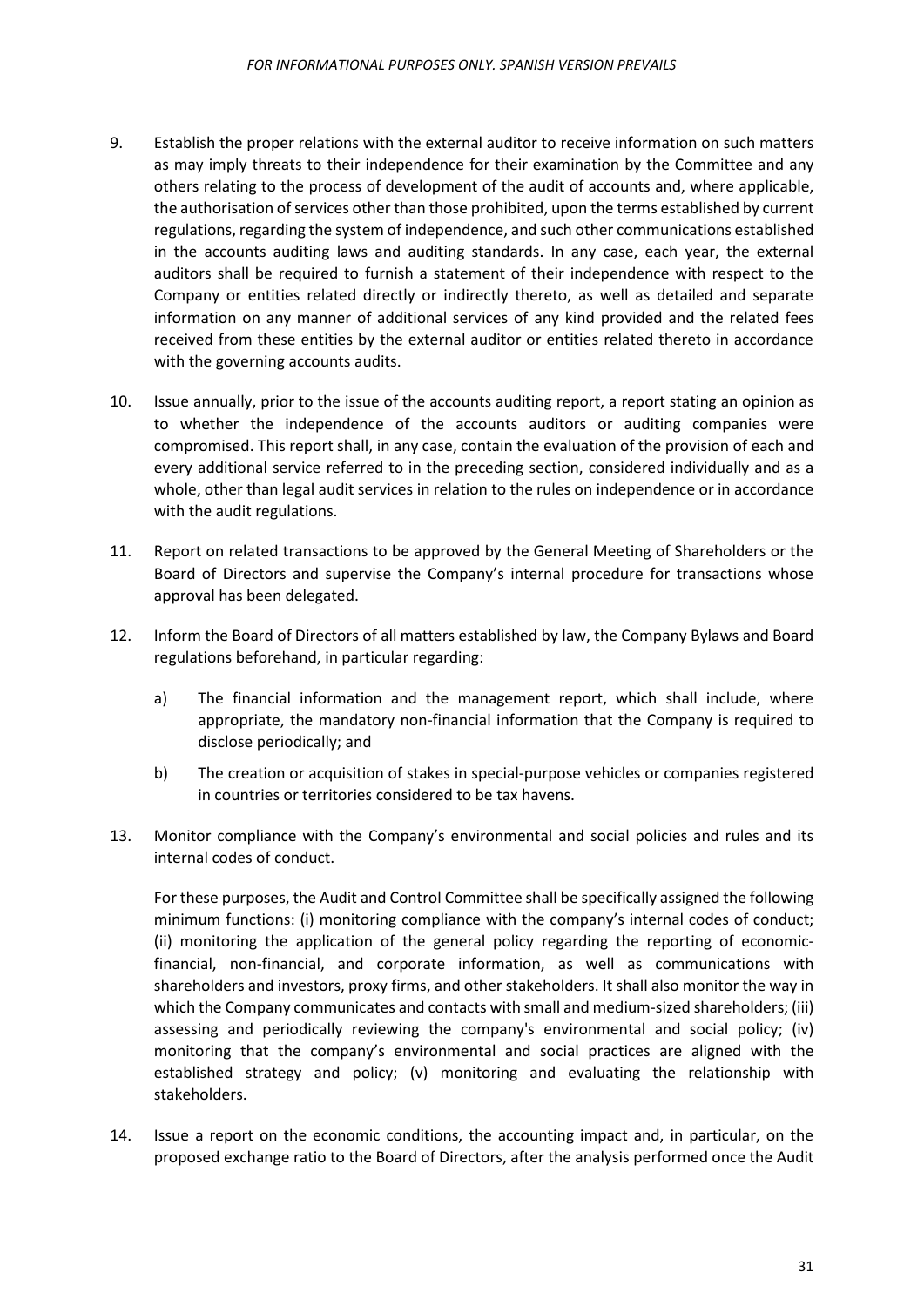9. Establish the proper relations with the external auditor to receive information on such matters as may imply threats to their independence for their examination by the Committee and any others relating to the process of development of the audit of accounts and, where applicable, the authorisation of services other than those prohibited, upon the terms established by current regulations, regarding the system of independence, and such other communications established in the accounts auditing laws and auditing standards. In any case, each year, the external auditors shall be required to furnish a statement of their independence with respect to the Company or entities related directly or indirectly thereto, as well as detailed and separate information on any manner of additional services of any kind provided and the related fees received from these entities by the external auditor or entities related thereto in accordance with the governing accounts audits.

10. Issue annually, prior to the issue of the accounts auditing report, a report stating an opinion as to whether the independence of the accounts auditors or auditing companies were compromised. This report shall, in any case, contain the evaluation of the provision of each and every additional service referred to in the preceding section, considered individually and as a whole, other than legal audit services in relation to the rules on independence or in accordance with the audit regulations.

11. Report on related transactions to be approved by the General Meeting of Shareholders or the Board of Directors and supervise the Company's internal procedure for transactions whose approval has been delegated.

12. Inform the Board of Directors of all matters established by law, the Company Bylaws and Board regulations beforehand, in particular regarding:

    a) The financial information and the management report, which shall include, where appropriate, the mandatory non-financial information that the Company is required to disclose periodically; and

    b) The creation or acquisition of stakes in special-purpose vehicles or companies registered in countries or territories considered to be tax havens.

13. Monitor compliance with the Company's environmental and social policies and rules and its internal codes of conduct.

    For these purposes, the Audit and Control Committee shall be specifically assigned the following minimum functions: (i) monitoring compliance with the company's internal codes of conduct; (ii) monitoring the application of the general policy regarding the reporting of economic-financial, non-financial, and corporate information, as well as communications with shareholders and investors, proxy firms, and other stakeholders. It shall also monitor the way in which the Company communicates and contacts with small and medium-sized shareholders; (iii) assessing and periodically reviewing the company's environmental and social policy; (iv) monitoring that the company's environmental and social practices are aligned with the established strategy and policy; (v) monitoring and evaluating the relationship with stakeholders.

14. Issue a report on the economic conditions, the accounting impact and, in particular, on the proposed exchange ratio to the Board of Directors, after the analysis performed once the Audit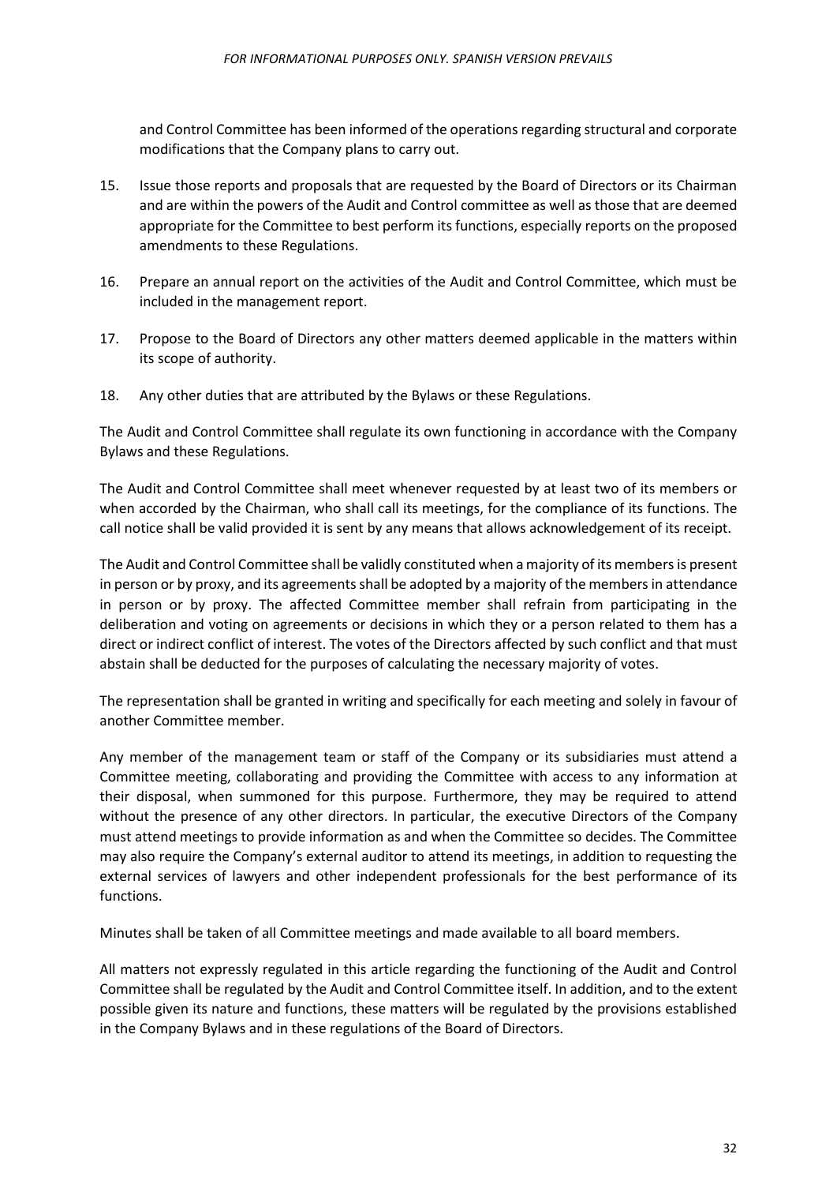and Control Committee has been informed of the operations regarding structural and corporate modifications that the Company plans to carry out.

15. Issue those reports and proposals that are requested by the Board of Directors or its Chairman and are within the powers of the Audit and Control committee as well as those that are deemed appropriate for the Committee to best perform its functions, especially reports on the proposed amendments to these Regulations.

16. Prepare an annual report on the activities of the Audit and Control Committee, which must be included in the management report.

17. Propose to the Board of Directors any other matters deemed applicable in the matters within its scope of authority.

18. Any other duties that are attributed by the Bylaws or these Regulations.

The Audit and Control Committee shall regulate its own functioning in accordance with the Company Bylaws and these Regulations.

The Audit and Control Committee shall meet whenever requested by at least two of its members or when accorded by the Chairman, who shall call its meetings, for the compliance of its functions. The call notice shall be valid provided it is sent by any means that allows acknowledgement of its receipt.

The Audit and Control Committee shall be validly constituted when a majority of its members is present in person or by proxy, and its agreements shall be adopted by a majority of the members in attendance in person or by proxy. The affected Committee member shall refrain from participating in the deliberation and voting on agreements or decisions in which they or a person related to them has a direct or indirect conflict of interest. The votes of the Directors affected by such conflict and that must abstain shall be deducted for the purposes of calculating the necessary majority of votes.

The representation shall be granted in writing and specifically for each meeting and solely in favour of another Committee member.

Any member of the management team or staff of the Company or its subsidiaries must attend a Committee meeting, collaborating and providing the Committee with access to any information at their disposal, when summoned for this purpose. Furthermore, they may be required to attend without the presence of any other directors. In particular, the executive Directors of the Company must attend meetings to provide information as and when the Committee so decides. The Committee may also require the Company's external auditor to attend its meetings, in addition to requesting the external services of lawyers and other independent professionals for the best performance of its functions.

Minutes shall be taken of all Committee meetings and made available to all board members.

All matters not expressly regulated in this article regarding the functioning of the Audit and Control Committee shall be regulated by the Audit and Control Committee itself. In addition, and to the extent possible given its nature and functions, these matters will be regulated by the provisions established in the Company Bylaws and in these regulations of the Board of Directors.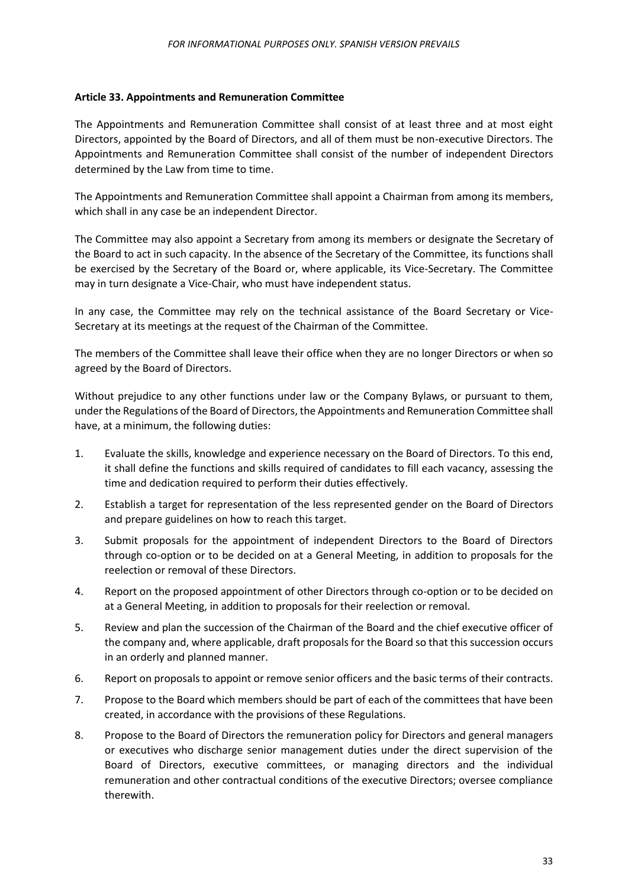**Article 33. Appointments and Remuneration Committee**

The Appointments and Remuneration Committee shall consist of at least three and at most eight Directors, appointed by the Board of Directors, and all of them must be non-executive Directors. The Appointments and Remuneration Committee shall consist of the number of independent Directors determined by the Law from time to time.

The Appointments and Remuneration Committee shall appoint a Chairman from among its members, which shall in any case be an independent Director.

The Committee may also appoint a Secretary from among its members or designate the Secretary of the Board to act in such capacity. In the absence of the Secretary of the Committee, its functions shall be exercised by the Secretary of the Board or, where applicable, its Vice-Secretary. The Committee may in turn designate a Vice-Chair, who must have independent status.

In any case, the Committee may rely on the technical assistance of the Board Secretary or Vice-Secretary at its meetings at the request of the Chairman of the Committee.

The members of the Committee shall leave their office when they are no longer Directors or when so agreed by the Board of Directors.

Without prejudice to any other functions under law or the Company Bylaws, or pursuant to them, under the Regulations of the Board of Directors, the Appointments and Remuneration Committee shall have, at a minimum, the following duties:

1. Evaluate the skills, knowledge and experience necessary on the Board of Directors. To this end, it shall define the functions and skills required of candidates to fill each vacancy, assessing the time and dedication required to perform their duties effectively.
2. Establish a target for representation of the less represented gender on the Board of Directors and prepare guidelines on how to reach this target.
3. Submit proposals for the appointment of independent Directors to the Board of Directors through co-option or to be decided on at a General Meeting, in addition to proposals for the reelection or removal of these Directors.
4. Report on the proposed appointment of other Directors through co-option or to be decided on at a General Meeting, in addition to proposals for their reelection or removal.
5. Review and plan the succession of the Chairman of the Board and the chief executive officer of the company and, where applicable, draft proposals for the Board so that this succession occurs in an orderly and planned manner.
6. Report on proposals to appoint or remove senior officers and the basic terms of their contracts.
7. Propose to the Board which members should be part of each of the committees that have been created, in accordance with the provisions of these Regulations.
8. Propose to the Board of Directors the remuneration policy for Directors and general managers or executives who discharge senior management duties under the direct supervision of the Board of Directors, executive committees, or managing directors and the individual remuneration and other contractual conditions of the executive Directors; oversee compliance therewith.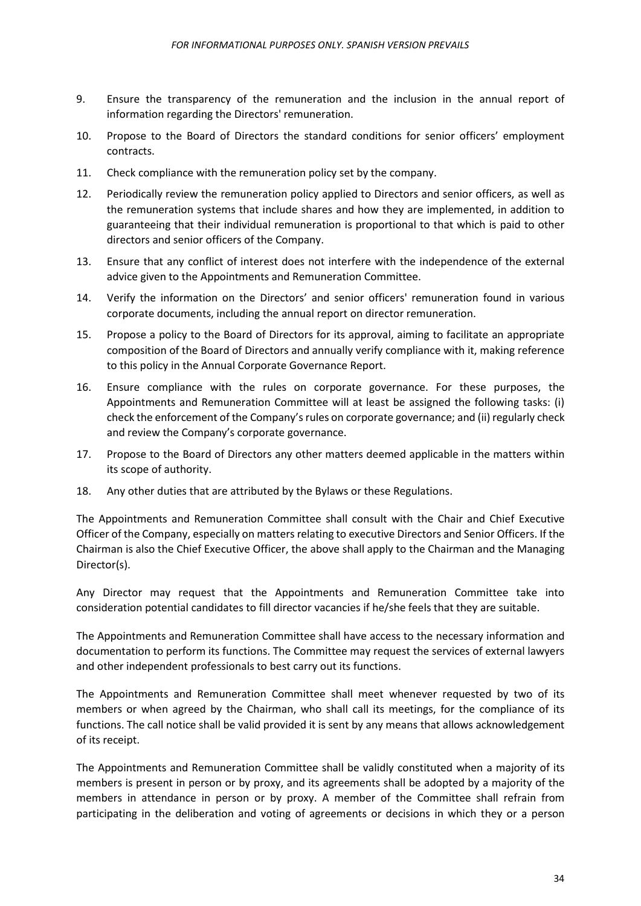9. Ensure the transparency of the remuneration and the inclusion in the annual report of information regarding the Directors' remuneration.
10. Propose to the Board of Directors the standard conditions for senior officers' employment contracts.
11. Check compliance with the remuneration policy set by the company.
12. Periodically review the remuneration policy applied to Directors and senior officers, as well as the remuneration systems that include shares and how they are implemented, in addition to guaranteeing that their individual remuneration is proportional to that which is paid to other directors and senior officers of the Company.
13. Ensure that any conflict of interest does not interfere with the independence of the external advice given to the Appointments and Remuneration Committee.
14. Verify the information on the Directors' and senior officers' remuneration found in various corporate documents, including the annual report on director remuneration.
15. Propose a policy to the Board of Directors for its approval, aiming to facilitate an appropriate composition of the Board of Directors and annually verify compliance with it, making reference to this policy in the Annual Corporate Governance Report.
16. Ensure compliance with the rules on corporate governance. For these purposes, the Appointments and Remuneration Committee will at least be assigned the following tasks: (i) check the enforcement of the Company's rules on corporate governance; and (ii) regularly check and review the Company's corporate governance.
17. Propose to the Board of Directors any other matters deemed applicable in the matters within its scope of authority.
18. Any other duties that are attributed by the Bylaws or these Regulations.

The Appointments and Remuneration Committee shall consult with the Chair and Chief Executive Officer of the Company, especially on matters relating to executive Directors and Senior Officers. If the Chairman is also the Chief Executive Officer, the above shall apply to the Chairman and the Managing Director(s).

Any Director may request that the Appointments and Remuneration Committee take into consideration potential candidates to fill director vacancies if he/she feels that they are suitable.

The Appointments and Remuneration Committee shall have access to the necessary information and documentation to perform its functions. The Committee may request the services of external lawyers and other independent professionals to best carry out its functions.

The Appointments and Remuneration Committee shall meet whenever requested by two of its members or when agreed by the Chairman, who shall call its meetings, for the compliance of its functions. The call notice shall be valid provided it is sent by any means that allows acknowledgement of its receipt.

The Appointments and Remuneration Committee shall be validly constituted when a majority of its members is present in person or by proxy, and its agreements shall be adopted by a majority of the members in attendance in person or by proxy. A member of the Committee shall refrain from participating in the deliberation and voting of agreements or decisions in which they or a person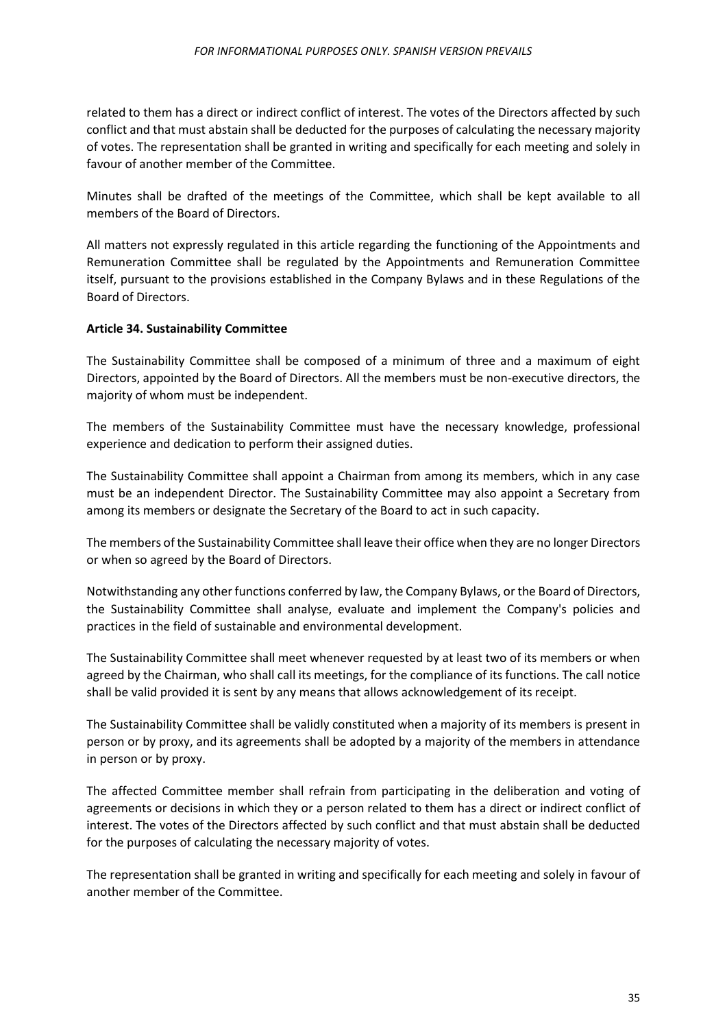related to them has a direct or indirect conflict of interest. The votes of the Directors affected by such conflict and that must abstain shall be deducted for the purposes of calculating the necessary majority of votes. The representation shall be granted in writing and specifically for each meeting and solely in favour of another member of the Committee.

Minutes shall be drafted of the meetings of the Committee, which shall be kept available to all members of the Board of Directors.

All matters not expressly regulated in this article regarding the functioning of the Appointments and Remuneration Committee shall be regulated by the Appointments and Remuneration Committee itself, pursuant to the provisions established in the Company Bylaws and in these Regulations of the Board of Directors.

**Article 34. Sustainability Committee**

The Sustainability Committee shall be composed of a minimum of three and a maximum of eight Directors, appointed by the Board of Directors. All the members must be non-executive directors, the majority of whom must be independent.

The members of the Sustainability Committee must have the necessary knowledge, professional experience and dedication to perform their assigned duties.

The Sustainability Committee shall appoint a Chairman from among its members, which in any case must be an independent Director. The Sustainability Committee may also appoint a Secretary from among its members or designate the Secretary of the Board to act in such capacity.

The members of the Sustainability Committee shall leave their office when they are no longer Directors or when so agreed by the Board of Directors.

Notwithstanding any other functions conferred by law, the Company Bylaws, or the Board of Directors, the Sustainability Committee shall analyse, evaluate and implement the Company's policies and practices in the field of sustainable and environmental development.

The Sustainability Committee shall meet whenever requested by at least two of its members or when agreed by the Chairman, who shall call its meetings, for the compliance of its functions. The call notice shall be valid provided it is sent by any means that allows acknowledgement of its receipt.

The Sustainability Committee shall be validly constituted when a majority of its members is present in person or by proxy, and its agreements shall be adopted by a majority of the members in attendance in person or by proxy.

The affected Committee member shall refrain from participating in the deliberation and voting of agreements or decisions in which they or a person related to them has a direct or indirect conflict of interest. The votes of the Directors affected by such conflict and that must abstain shall be deducted for the purposes of calculating the necessary majority of votes.

The representation shall be granted in writing and specifically for each meeting and solely in favour of another member of the Committee.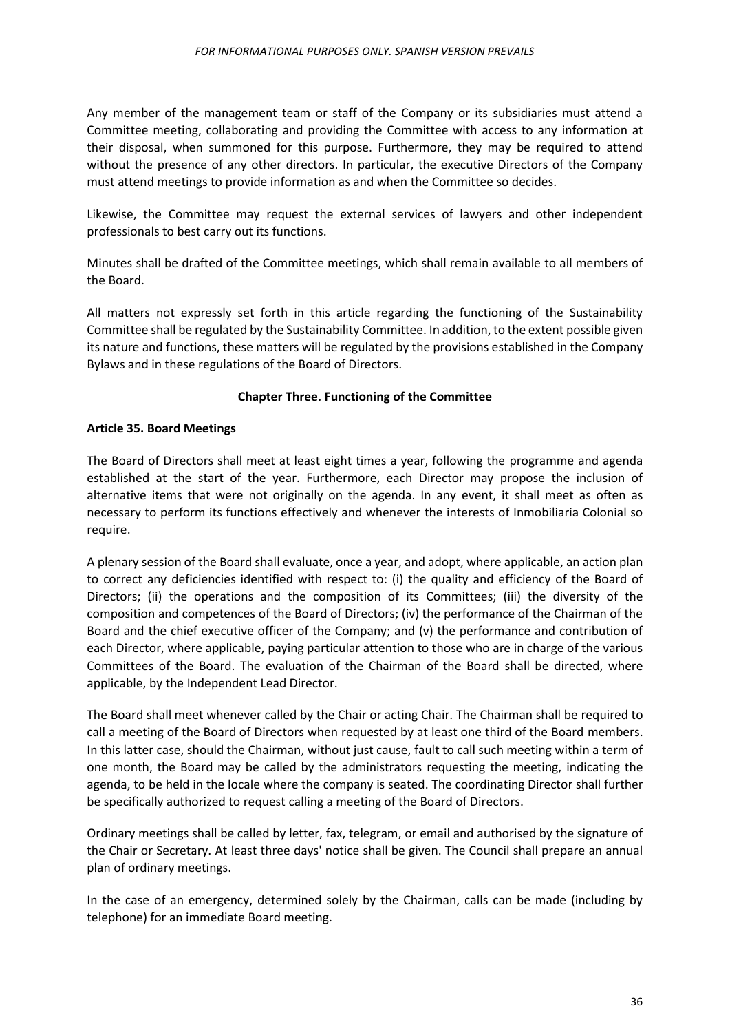Any member of the management team or staff of the Company or its subsidiaries must attend a Committee meeting, collaborating and providing the Committee with access to any information at their disposal, when summoned for this purpose. Furthermore, they may be required to attend without the presence of any other directors. In particular, the executive Directors of the Company must attend meetings to provide information as and when the Committee so decides.

Likewise, the Committee may request the external services of lawyers and other independent professionals to best carry out its functions.

Minutes shall be drafted of the Committee meetings, which shall remain available to all members of the Board.

All matters not expressly set forth in this article regarding the functioning of the Sustainability Committee shall be regulated by the Sustainability Committee. In addition, to the extent possible given its nature and functions, these matters will be regulated by the provisions established in the Company Bylaws and in these regulations of the Board of Directors.

## Chapter Three. Functioning of the Committee

### Article 35. Board Meetings

The Board of Directors shall meet at least eight times a year, following the programme and agenda established at the start of the year. Furthermore, each Director may propose the inclusion of alternative items that were not originally on the agenda. In any event, it shall meet as often as necessary to perform its functions effectively and whenever the interests of Inmobiliaria Colonial so require.

A plenary session of the Board shall evaluate, once a year, and adopt, where applicable, an action plan to correct any deficiencies identified with respect to: (i) the quality and efficiency of the Board of Directors; (ii) the operations and the composition of its Committees; (iii) the diversity of the composition and competences of the Board of Directors; (iv) the performance of the Chairman of the Board and the chief executive officer of the Company; and (v) the performance and contribution of each Director, where applicable, paying particular attention to those who are in charge of the various Committees of the Board. The evaluation of the Chairman of the Board shall be directed, where applicable, by the Independent Lead Director.

The Board shall meet whenever called by the Chair or acting Chair. The Chairman shall be required to call a meeting of the Board of Directors when requested by at least one third of the Board members. In this latter case, should the Chairman, without just cause, fault to call such meeting within a term of one month, the Board may be called by the administrators requesting the meeting, indicating the agenda, to be held in the locale where the company is seated. The coordinating Director shall further be specifically authorized to request calling a meeting of the Board of Directors.

Ordinary meetings shall be called by letter, fax, telegram, or email and authorised by the signature of the Chair or Secretary. At least three days' notice shall be given. The Council shall prepare an annual plan of ordinary meetings.

In the case of an emergency, determined solely by the Chairman, calls can be made (including by telephone) for an immediate Board meeting.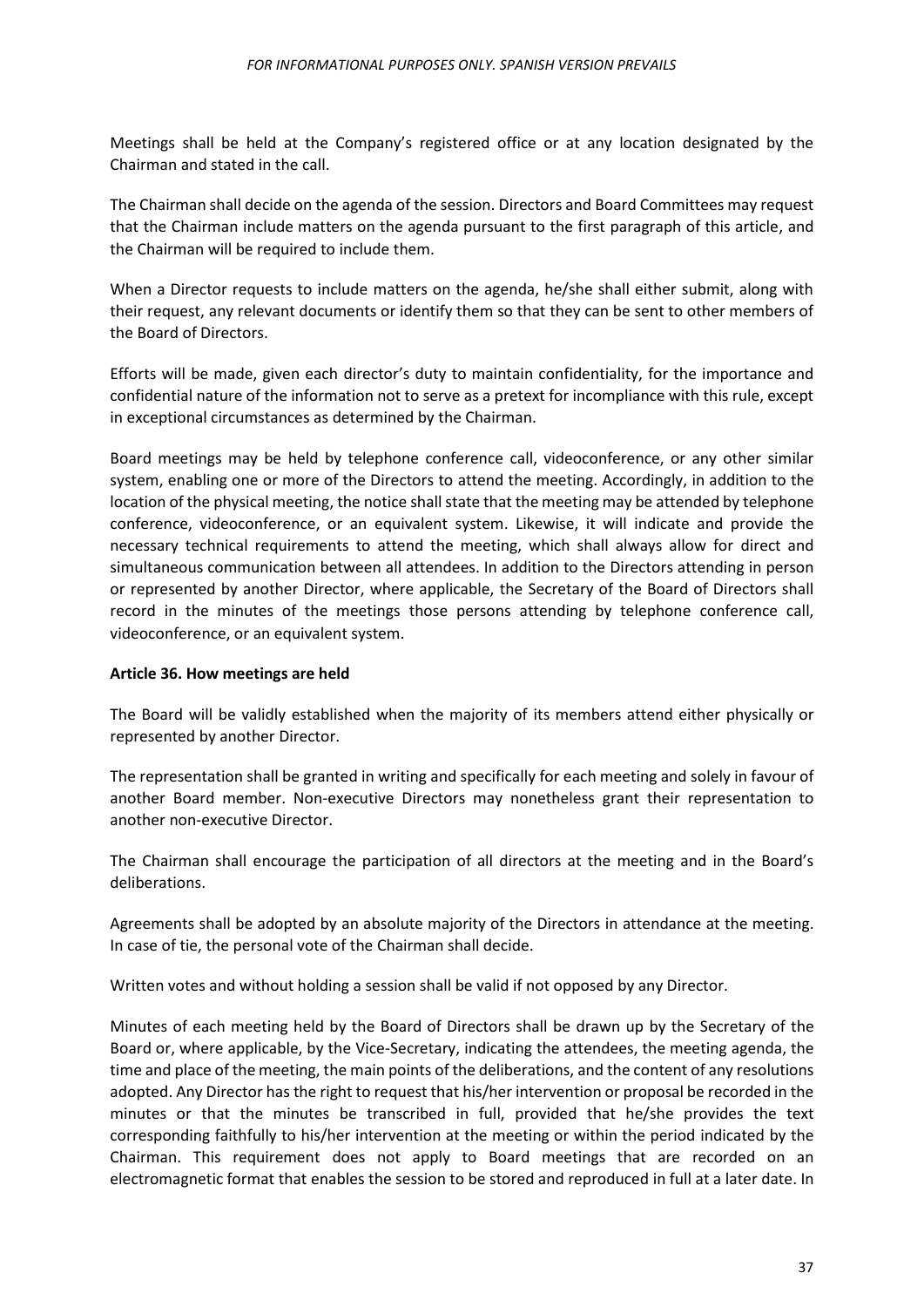Meetings shall be held at the Company's registered office or at any location designated by the Chairman and stated in the call.

The Chairman shall decide on the agenda of the session. Directors and Board Committees may request that the Chairman include matters on the agenda pursuant to the first paragraph of this article, and the Chairman will be required to include them.

When a Director requests to include matters on the agenda, he/she shall either submit, along with their request, any relevant documents or identify them so that they can be sent to other members of the Board of Directors.

Efforts will be made, given each director's duty to maintain confidentiality, for the importance and confidential nature of the information not to serve as a pretext for incompliance with this rule, except in exceptional circumstances as determined by the Chairman.

Board meetings may be held by telephone conference call, videoconference, or any other similar system, enabling one or more of the Directors to attend the meeting. Accordingly, in addition to the location of the physical meeting, the notice shall state that the meeting may be attended by telephone conference, videoconference, or an equivalent system. Likewise, it will indicate and provide the necessary technical requirements to attend the meeting, which shall always allow for direct and simultaneous communication between all attendees. In addition to the Directors attending in person or represented by another Director, where applicable, the Secretary of the Board of Directors shall record in the minutes of the meetings those persons attending by telephone conference call, videoconference, or an equivalent system.

**Article 36. How meetings are held**

The Board will be validly established when the majority of its members attend either physically or represented by another Director.

The representation shall be granted in writing and specifically for each meeting and solely in favour of another Board member. Non-executive Directors may nonetheless grant their representation to another non-executive Director.

The Chairman shall encourage the participation of all directors at the meeting and in the Board's deliberations.

Agreements shall be adopted by an absolute majority of the Directors in attendance at the meeting. In case of tie, the personal vote of the Chairman shall decide.

Written votes and without holding a session shall be valid if not opposed by any Director.

Minutes of each meeting held by the Board of Directors shall be drawn up by the Secretary of the Board or, where applicable, by the Vice-Secretary, indicating the attendees, the meeting agenda, the time and place of the meeting, the main points of the deliberations, and the content of any resolutions adopted. Any Director has the right to request that his/her intervention or proposal be recorded in the minutes or that the minutes be transcribed in full, provided that he/she provides the text corresponding faithfully to his/her intervention at the meeting or within the period indicated by the Chairman. This requirement does not apply to Board meetings that are recorded on an electromagnetic format that enables the session to be stored and reproduced in full at a later date. In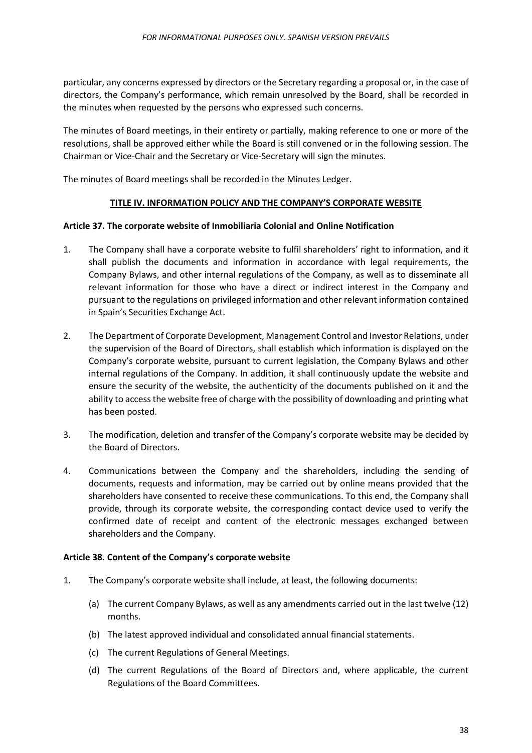particular, any concerns expressed by directors or the Secretary regarding a proposal or, in the case of directors, the Company's performance, which remain unresolved by the Board, shall be recorded in the minutes when requested by the persons who expressed such concerns.

The minutes of Board meetings, in their entirety or partially, making reference to one or more of the resolutions, shall be approved either while the Board is still convened or in the following session. The Chairman or Vice-Chair and the Secretary or Vice-Secretary will sign the minutes.

The minutes of Board meetings shall be recorded in the Minutes Ledger.

## TITLE IV. INFORMATION POLICY AND THE COMPANY'S CORPORATE WEBSITE

### Article 37. The corporate website of Inmobiliaria Colonial and Online Notification

1. The Company shall have a corporate website to fulfil shareholders' right to information, and it shall publish the documents and information in accordance with legal requirements, the Company Bylaws, and other internal regulations of the Company, as well as to disseminate all relevant information for those who have a direct or indirect interest in the Company and pursuant to the regulations on privileged information and other relevant information contained in Spain's Securities Exchange Act.

2. The Department of Corporate Development, Management Control and Investor Relations, under the supervision of the Board of Directors, shall establish which information is displayed on the Company's corporate website, pursuant to current legislation, the Company Bylaws and other internal regulations of the Company. In addition, it shall continuously update the website and ensure the security of the website, the authenticity of the documents published on it and the ability to access the website free of charge with the possibility of downloading and printing what has been posted.

3. The modification, deletion and transfer of the Company's corporate website may be decided by the Board of Directors.

4. Communications between the Company and the shareholders, including the sending of documents, requests and information, may be carried out by online means provided that the shareholders have consented to receive these communications. To this end, the Company shall provide, through its corporate website, the corresponding contact device used to verify the confirmed date of receipt and content of the electronic messages exchanged between shareholders and the Company.

### Article 38. Content of the Company's corporate website

1. The Company's corporate website shall include, at least, the following documents:

   (a) The current Company Bylaws, as well as any amendments carried out in the last twelve (12) months.

   (b) The latest approved individual and consolidated annual financial statements.

   (c) The current Regulations of General Meetings.

   (d) The current Regulations of the Board of Directors and, where applicable, the current Regulations of the Board Committees.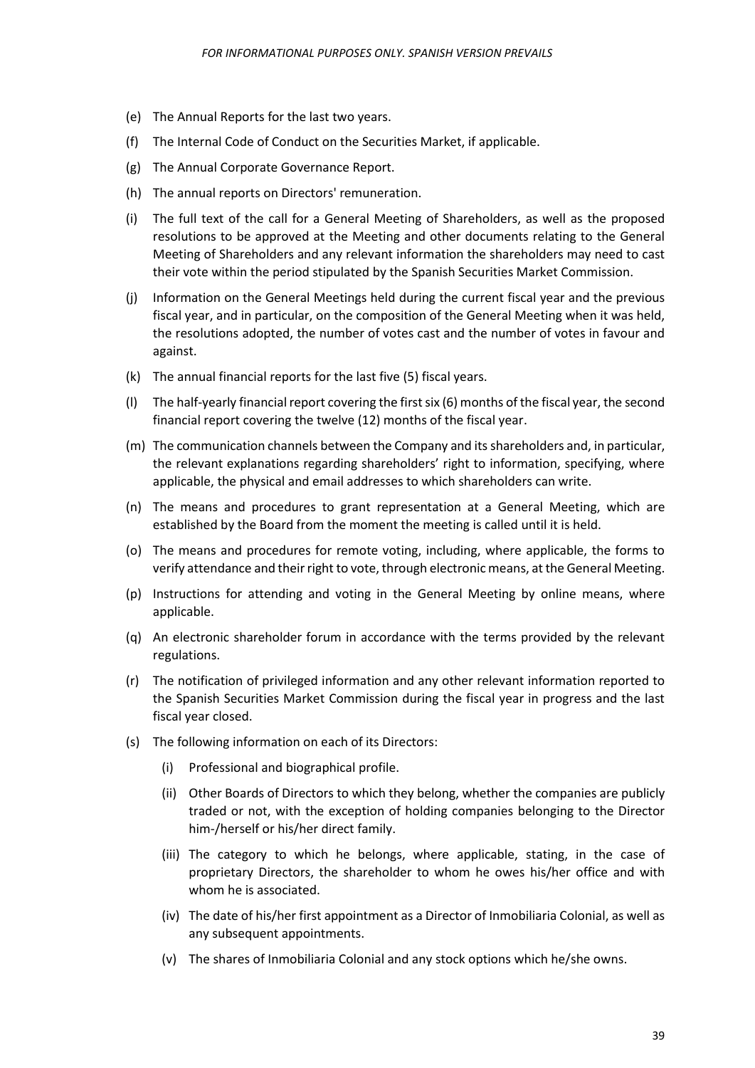(e) The Annual Reports for the last two years.

(f) The Internal Code of Conduct on the Securities Market, if applicable.

(g) The Annual Corporate Governance Report.

(h) The annual reports on Directors' remuneration.

(i) The full text of the call for a General Meeting of Shareholders, as well as the proposed resolutions to be approved at the Meeting and other documents relating to the General Meeting of Shareholders and any relevant information the shareholders may need to cast their vote within the period stipulated by the Spanish Securities Market Commission.

(j) Information on the General Meetings held during the current fiscal year and the previous fiscal year, and in particular, on the composition of the General Meeting when it was held, the resolutions adopted, the number of votes cast and the number of votes in favour and against.

(k) The annual financial reports for the last five (5) fiscal years.

(l) The half-yearly financial report covering the first six (6) months of the fiscal year, the second financial report covering the twelve (12) months of the fiscal year.

(m) The communication channels between the Company and its shareholders and, in particular, the relevant explanations regarding shareholders' right to information, specifying, where applicable, the physical and email addresses to which shareholders can write.

(n) The means and procedures to grant representation at a General Meeting, which are established by the Board from the moment the meeting is called until it is held.

(o) The means and procedures for remote voting, including, where applicable, the forms to verify attendance and their right to vote, through electronic means, at the General Meeting.

(p) Instructions for attending and voting in the General Meeting by online means, where applicable.

(q) An electronic shareholder forum in accordance with the terms provided by the relevant regulations.

(r) The notification of privileged information and any other relevant information reported to the Spanish Securities Market Commission during the fiscal year in progress and the last fiscal year closed.

(s) The following information on each of its Directors:

   (i) Professional and biographical profile.

   (ii) Other Boards of Directors to which they belong, whether the companies are publicly traded or not, with the exception of holding companies belonging to the Director him-/herself or his/her direct family.

   (iii) The category to which he belongs, where applicable, stating, in the case of proprietary Directors, the shareholder to whom he owes his/her office and with whom he is associated.

   (iv) The date of his/her first appointment as a Director of Inmobiliaria Colonial, as well as any subsequent appointments.

   (v) The shares of Inmobiliaria Colonial and any stock options which he/she owns.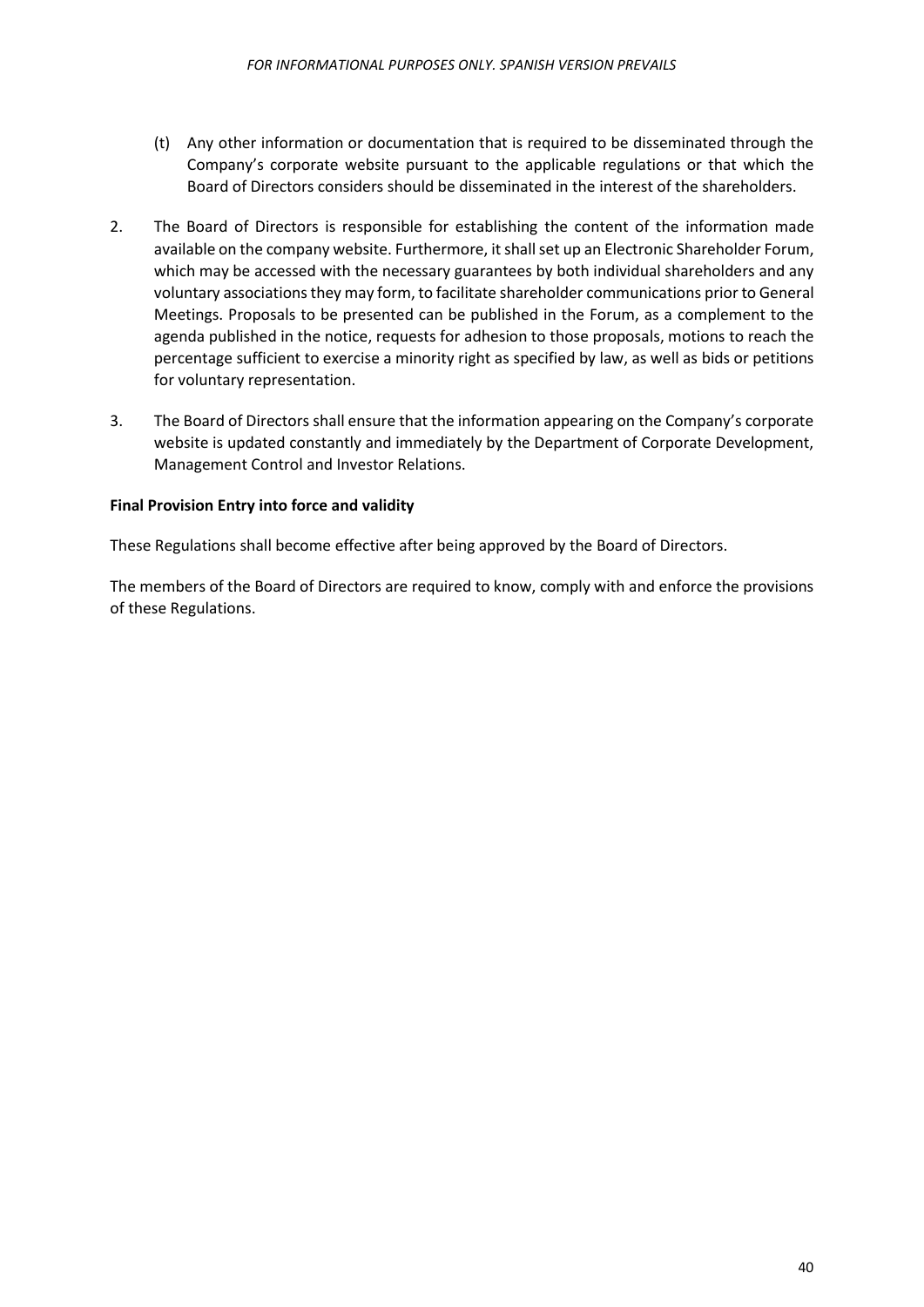(t) Any other information or documentation that is required to be disseminated through the Company's corporate website pursuant to the applicable regulations or that which the Board of Directors considers should be disseminated in the interest of the shareholders.

2. The Board of Directors is responsible for establishing the content of the information made available on the company website. Furthermore, it shall set up an Electronic Shareholder Forum, which may be accessed with the necessary guarantees by both individual shareholders and any voluntary associations they may form, to facilitate shareholder communications prior to General Meetings. Proposals to be presented can be published in the Forum, as a complement to the agenda published in the notice, requests for adhesion to those proposals, motions to reach the percentage sufficient to exercise a minority right as specified by law, as well as bids or petitions for voluntary representation.

3. The Board of Directors shall ensure that the information appearing on the Company's corporate website is updated constantly and immediately by the Department of Corporate Development, Management Control and Investor Relations.

**Final Provision Entry into force and validity**

These Regulations shall become effective after being approved by the Board of Directors.

The members of the Board of Directors are required to know, comply with and enforce the provisions of these Regulations.